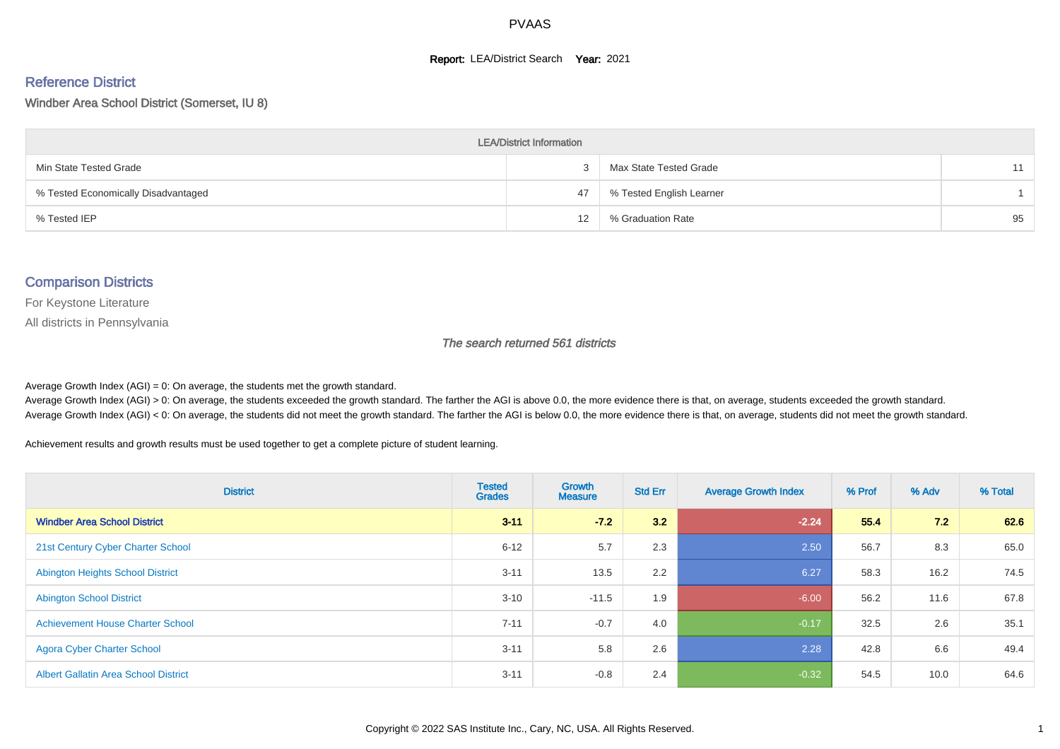# PVAAS

**Report:** LEA/District Search **Year:** 2021

## Reference District

Windber Area School District (Somerset, IU 8)

| LEA/District Information | | | |
|---|---|---|---|
| Min State Tested Grade | 3 | Max State Tested Grade | 11 |
| % Tested Economically Disadvantaged | 47 | % Tested English Learner | 1 |
| % Tested IEP | 12 | % Graduation Rate | 95 |

## Comparison Districts

For Keystone Literature

All districts in Pennsylvania

*The search returned 561 districts*

Average Growth Index (AGI) = 0: On average, the students met the growth standard.
Average Growth Index (AGI) > 0: On average, the students exceeded the growth standard. The farther the AGI is above 0.0, the more evidence there is that, on average, students exceeded the growth standard.
Average Growth Index (AGI) < 0: On average, the students did not meet the growth standard. The farther the AGI is below 0.0, the more evidence there is that, on average, students did not meet the growth standard.

Achievement results and growth results must be used together to get a complete picture of student learning.

| District | Tested Grades | Growth Measure | Std Err | Average Growth Index | % Prof | % Adv | % Total |
|---|---|---|---|---|---|---|---|
| **Windber Area School District** | **3-11** | **-7.2** | **3.2** | **-2.24** | **55.4** | **7.2** | **62.6** |
| 21st Century Cyber Charter School | 6-12 | 5.7 | 2.3 | 2.50 | 56.7 | 8.3 | 65.0 |
| Abington Heights School District | 3-11 | 13.5 | 2.2 | 6.27 | 58.3 | 16.2 | 74.5 |
| Abington School District | 3-10 | -11.5 | 1.9 | -6.00 | 56.2 | 11.6 | 67.8 |
| Achievement House Charter School | 7-11 | -0.7 | 4.0 | -0.17 | 32.5 | 2.6 | 35.1 |
| Agora Cyber Charter School | 3-11 | 5.8 | 2.6 | 2.28 | 42.8 | 6.6 | 49.4 |
| Albert Gallatin Area School District | 3-11 | -0.8 | 2.4 | -0.32 | 54.5 | 10.0 | 64.6 |

Copyright © 2022 SAS Institute Inc., Cary, NC, USA. All Rights Reserved.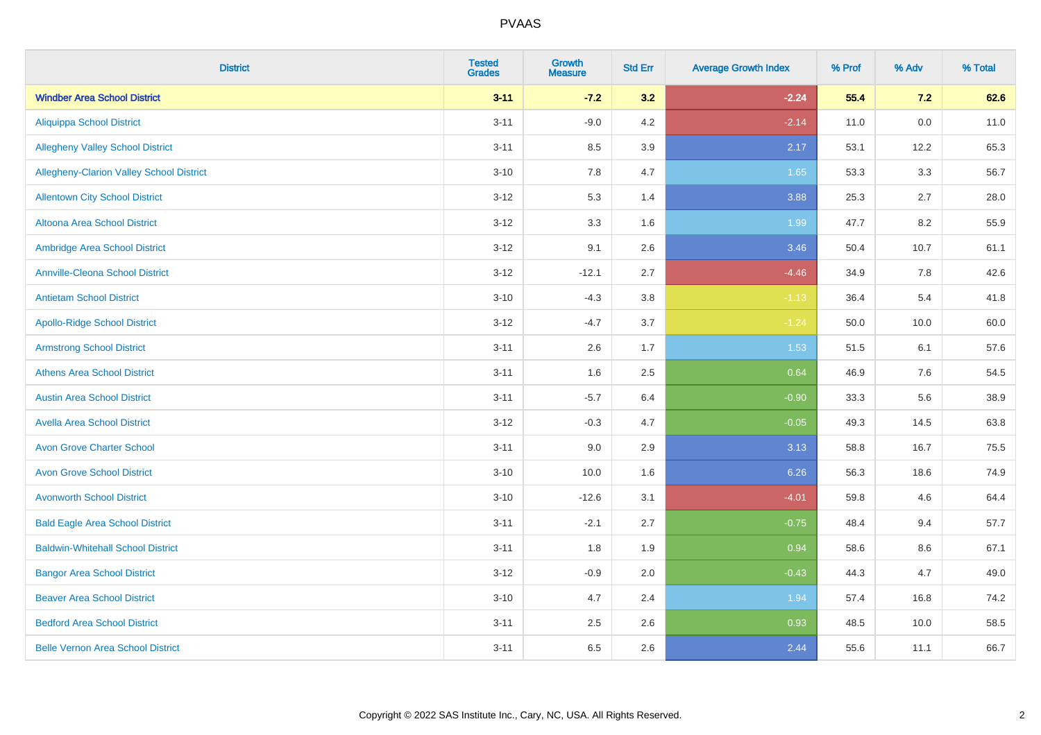| District | Tested Grades | Growth Measure | Std Err | Average Growth Index | % Prof | % Adv | % Total |
|---|---|---|---|---|---|---|---|
| **Windber Area School District** | **3-11** | **-7.2** | **3.2** | **-2.24** | **55.4** | **7.2** | **62.6** |
| Aliquippa School District | 3-11 | -9.0 | 4.2 | -2.14 | 11.0 | 0.0 | 11.0 |
| Allegheny Valley School District | 3-11 | 8.5 | 3.9 | 2.17 | 53.1 | 12.2 | 65.3 |
| Allegheny-Clarion Valley School District | 3-10 | 7.8 | 4.7 | 1.65 | 53.3 | 3.3 | 56.7 |
| Allentown City School District | 3-12 | 5.3 | 1.4 | 3.88 | 25.3 | 2.7 | 28.0 |
| Altoona Area School District | 3-12 | 3.3 | 1.6 | 1.99 | 47.7 | 8.2 | 55.9 |
| Ambridge Area School District | 3-12 | 9.1 | 2.6 | 3.46 | 50.4 | 10.7 | 61.1 |
| Annville-Cleona School District | 3-12 | -12.1 | 2.7 | -4.46 | 34.9 | 7.8 | 42.6 |
| Antietam School District | 3-10 | -4.3 | 3.8 | -1.13 | 36.4 | 5.4 | 41.8 |
| Apollo-Ridge School District | 3-12 | -4.7 | 3.7 | -1.24 | 50.0 | 10.0 | 60.0 |
| Armstrong School District | 3-11 | 2.6 | 1.7 | 1.53 | 51.5 | 6.1 | 57.6 |
| Athens Area School District | 3-11 | 1.6 | 2.5 | 0.64 | 46.9 | 7.6 | 54.5 |
| Austin Area School District | 3-11 | -5.7 | 6.4 | -0.90 | 33.3 | 5.6 | 38.9 |
| Avella Area School District | 3-12 | -0.3 | 4.7 | -0.05 | 49.3 | 14.5 | 63.8 |
| Avon Grove Charter School | 3-11 | 9.0 | 2.9 | 3.13 | 58.8 | 16.7 | 75.5 |
| Avon Grove School District | 3-10 | 10.0 | 1.6 | 6.26 | 56.3 | 18.6 | 74.9 |
| Avonworth School District | 3-10 | -12.6 | 3.1 | -4.01 | 59.8 | 4.6 | 64.4 |
| Bald Eagle Area School District | 3-11 | -2.1 | 2.7 | -0.75 | 48.4 | 9.4 | 57.7 |
| Baldwin-Whitehall School District | 3-11 | 1.8 | 1.9 | 0.94 | 58.6 | 8.6 | 67.1 |
| Bangor Area School District | 3-12 | -0.9 | 2.0 | -0.43 | 44.3 | 4.7 | 49.0 |
| Beaver Area School District | 3-10 | 4.7 | 2.4 | 1.94 | 57.4 | 16.8 | 74.2 |
| Bedford Area School District | 3-11 | 2.5 | 2.6 | 0.93 | 48.5 | 10.0 | 58.5 |
| Belle Vernon Area School District | 3-11 | 6.5 | 2.6 | 2.44 | 55.6 | 11.1 | 66.7 |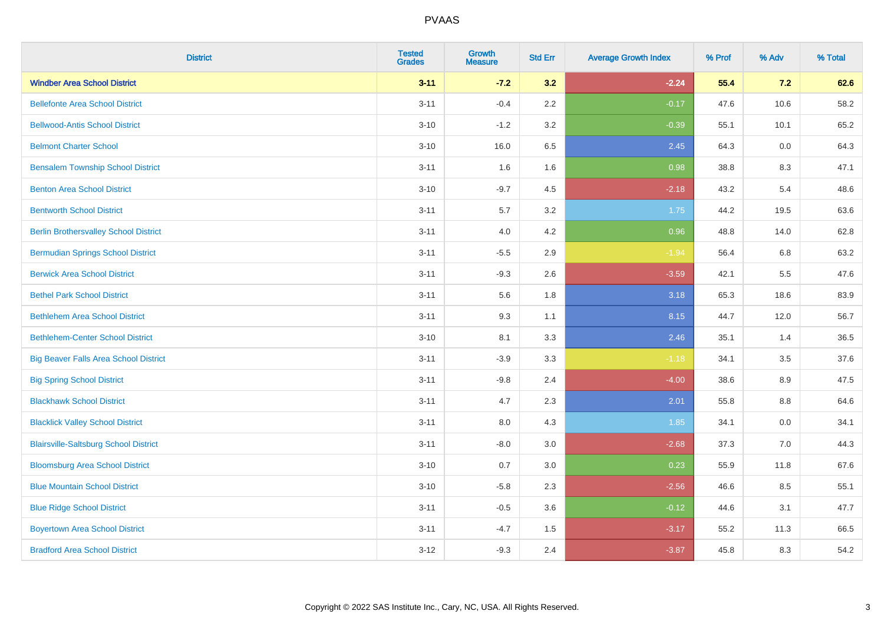# PVAAS

| District | Tested Grades | Growth Measure | Std Err | Average Growth Index | % Prof | % Adv | % Total |
|---|---|---|---|---|---|---|---|
| **Windber Area School District** | **3-11** | **-7.2** | **3.2** | **-2.24** | **55.4** | **7.2** | **62.6** |
| Bellefonte Area School District | 3-11 | -0.4 | 2.2 | -0.17 | 47.6 | 10.6 | 58.2 |
| Bellwood-Antis School District | 3-10 | -1.2 | 3.2 | -0.39 | 55.1 | 10.1 | 65.2 |
| Belmont Charter School | 3-10 | 16.0 | 6.5 | 2.45 | 64.3 | 0.0 | 64.3 |
| Bensalem Township School District | 3-11 | 1.6 | 1.6 | 0.98 | 38.8 | 8.3 | 47.1 |
| Benton Area School District | 3-10 | -9.7 | 4.5 | -2.18 | 43.2 | 5.4 | 48.6 |
| Bentworth School District | 3-11 | 5.7 | 3.2 | 1.75 | 44.2 | 19.5 | 63.6 |
| Berlin Brothersvalley School District | 3-11 | 4.0 | 4.2 | 0.96 | 48.8 | 14.0 | 62.8 |
| Bermudian Springs School District | 3-11 | -5.5 | 2.9 | -1.94 | 56.4 | 6.8 | 63.2 |
| Berwick Area School District | 3-11 | -9.3 | 2.6 | -3.59 | 42.1 | 5.5 | 47.6 |
| Bethel Park School District | 3-11 | 5.6 | 1.8 | 3.18 | 65.3 | 18.6 | 83.9 |
| Bethlehem Area School District | 3-11 | 9.3 | 1.1 | 8.15 | 44.7 | 12.0 | 56.7 |
| Bethlehem-Center School District | 3-10 | 8.1 | 3.3 | 2.46 | 35.1 | 1.4 | 36.5 |
| Big Beaver Falls Area School District | 3-11 | -3.9 | 3.3 | -1.18 | 34.1 | 3.5 | 37.6 |
| Big Spring School District | 3-11 | -9.8 | 2.4 | -4.00 | 38.6 | 8.9 | 47.5 |
| Blackhawk School District | 3-11 | 4.7 | 2.3 | 2.01 | 55.8 | 8.8 | 64.6 |
| Blacklick Valley School District | 3-11 | 8.0 | 4.3 | 1.85 | 34.1 | 0.0 | 34.1 |
| Blairsville-Saltsburg School District | 3-11 | -8.0 | 3.0 | -2.68 | 37.3 | 7.0 | 44.3 |
| Bloomsburg Area School District | 3-10 | 0.7 | 3.0 | 0.23 | 55.9 | 11.8 | 67.6 |
| Blue Mountain School District | 3-10 | -5.8 | 2.3 | -2.56 | 46.6 | 8.5 | 55.1 |
| Blue Ridge School District | 3-11 | -0.5 | 3.6 | -0.12 | 44.6 | 3.1 | 47.7 |
| Boyertown Area School District | 3-11 | -4.7 | 1.5 | -3.17 | 55.2 | 11.3 | 66.5 |
| Bradford Area School District | 3-12 | -9.3 | 2.4 | -3.87 | 45.8 | 8.3 | 54.2 |

Copyright © 2022 SAS Institute Inc., Cary, NC, USA. All Rights Reserved.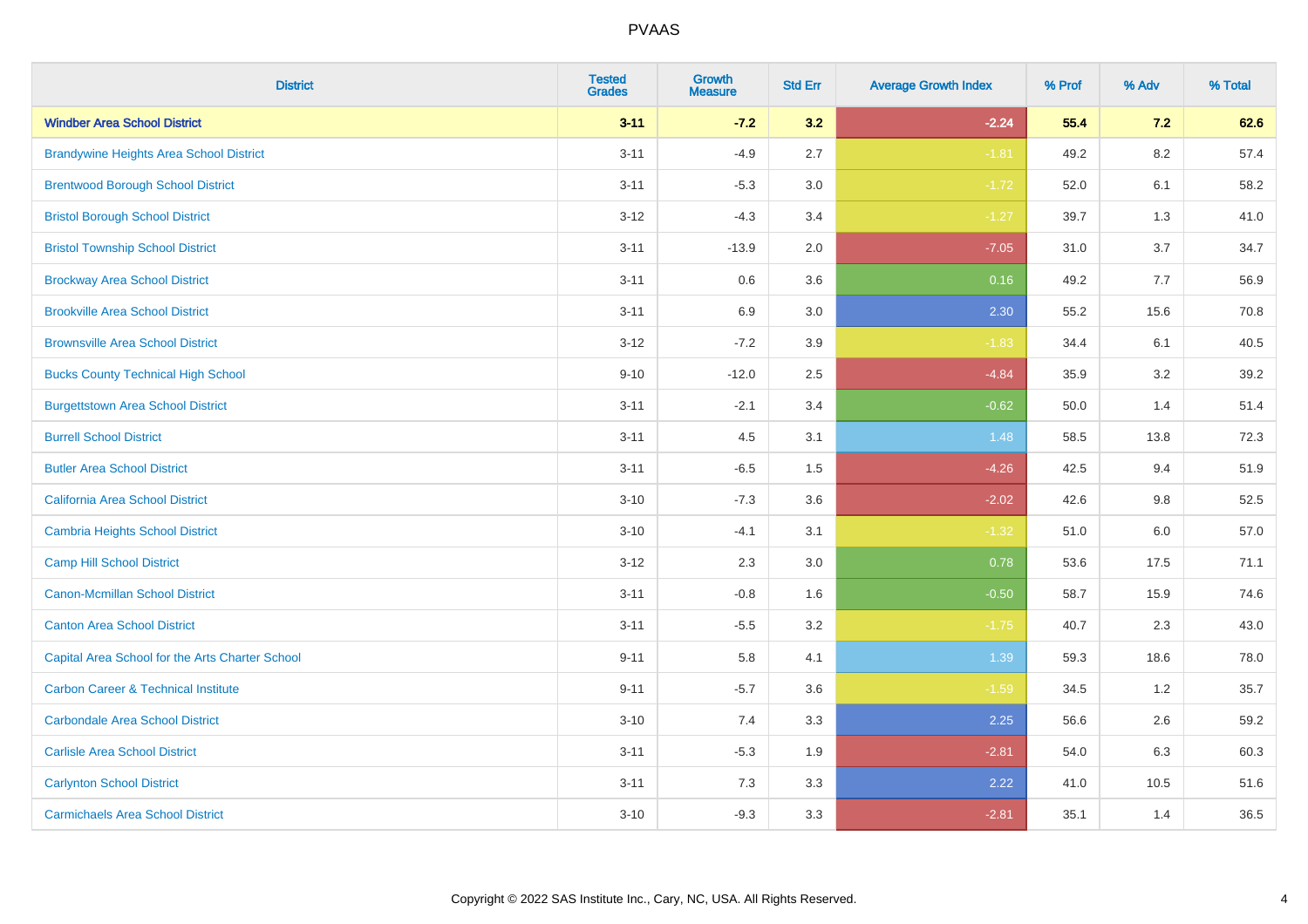| District | Tested Grades | Growth Measure | Std Err | Average Growth Index | % Prof | % Adv | % Total |
|---|---|---|---|---|---|---|---|
| **Windber Area School District** | **3-11** | **-7.2** | **3.2** | **-2.24** | **55.4** | **7.2** | **62.6** |
| Brandywine Heights Area School District | 3-11 | -4.9 | 2.7 | -1.81 | 49.2 | 8.2 | 57.4 |
| Brentwood Borough School District | 3-11 | -5.3 | 3.0 | -1.72 | 52.0 | 6.1 | 58.2 |
| Bristol Borough School District | 3-12 | -4.3 | 3.4 | -1.27 | 39.7 | 1.3 | 41.0 |
| Bristol Township School District | 3-11 | -13.9 | 2.0 | -7.05 | 31.0 | 3.7 | 34.7 |
| Brockway Area School District | 3-11 | 0.6 | 3.6 | 0.16 | 49.2 | 7.7 | 56.9 |
| Brookville Area School District | 3-11 | 6.9 | 3.0 | 2.30 | 55.2 | 15.6 | 70.8 |
| Brownsville Area School District | 3-12 | -7.2 | 3.9 | -1.83 | 34.4 | 6.1 | 40.5 |
| Bucks County Technical High School | 9-10 | -12.0 | 2.5 | -4.84 | 35.9 | 3.2 | 39.2 |
| Burgettstown Area School District | 3-11 | -2.1 | 3.4 | -0.62 | 50.0 | 1.4 | 51.4 |
| Burrell School District | 3-11 | 4.5 | 3.1 | 1.48 | 58.5 | 13.8 | 72.3 |
| Butler Area School District | 3-11 | -6.5 | 1.5 | -4.26 | 42.5 | 9.4 | 51.9 |
| California Area School District | 3-10 | -7.3 | 3.6 | -2.02 | 42.6 | 9.8 | 52.5 |
| Cambria Heights School District | 3-10 | -4.1 | 3.1 | -1.32 | 51.0 | 6.0 | 57.0 |
| Camp Hill School District | 3-12 | 2.3 | 3.0 | 0.78 | 53.6 | 17.5 | 71.1 |
| Canon-Mcmillan School District | 3-11 | -0.8 | 1.6 | -0.50 | 58.7 | 15.9 | 74.6 |
| Canton Area School District | 3-11 | -5.5 | 3.2 | -1.75 | 40.7 | 2.3 | 43.0 |
| Capital Area School for the Arts Charter School | 9-11 | 5.8 | 4.1 | 1.39 | 59.3 | 18.6 | 78.0 |
| Carbon Career & Technical Institute | 9-11 | -5.7 | 3.6 | -1.59 | 34.5 | 1.2 | 35.7 |
| Carbondale Area School District | 3-10 | 7.4 | 3.3 | 2.25 | 56.6 | 2.6 | 59.2 |
| Carlisle Area School District | 3-11 | -5.3 | 1.9 | -2.81 | 54.0 | 6.3 | 60.3 |
| Carlynton School District | 3-11 | 7.3 | 3.3 | 2.22 | 41.0 | 10.5 | 51.6 |
| Carmichaels Area School District | 3-10 | -9.3 | 3.3 | -2.81 | 35.1 | 1.4 | 36.5 |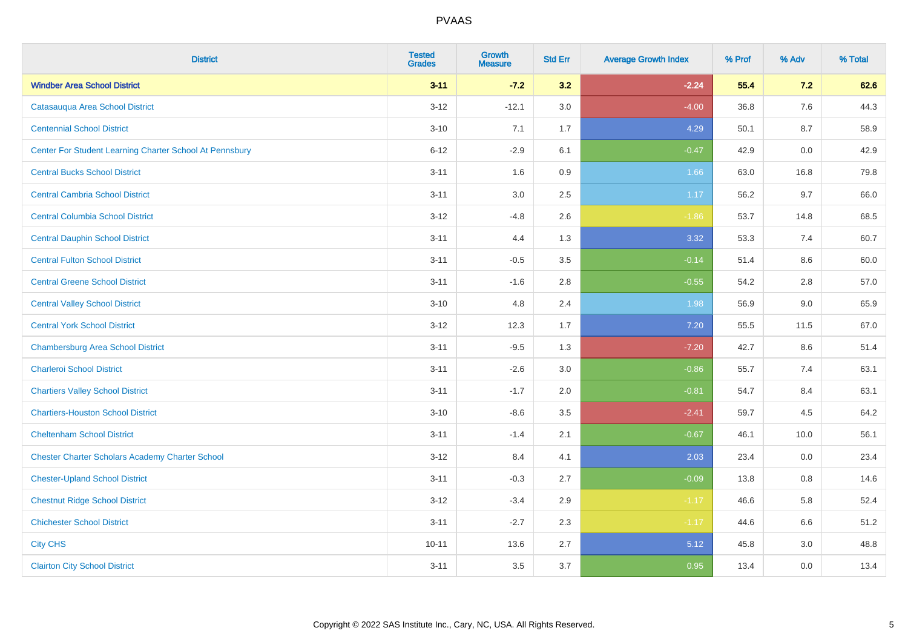| District | Tested Grades | Growth Measure | Std Err | Average Growth Index | % Prof | % Adv | % Total |
|---|---|---|---|---|---|---|---|
| **Windber Area School District** | **3-11** | **-7.2** | **3.2** | **-2.24** | **55.4** | **7.2** | **62.6** |
| Catasauqua Area School District | 3-12 | -12.1 | 3.0 | -4.00 | 36.8 | 7.6 | 44.3 |
| Centennial School District | 3-10 | 7.1 | 1.7 | 4.29 | 50.1 | 8.7 | 58.9 |
| Center For Student Learning Charter School At Pennsbury | 6-12 | -2.9 | 6.1 | -0.47 | 42.9 | 0.0 | 42.9 |
| Central Bucks School District | 3-11 | 1.6 | 0.9 | 1.66 | 63.0 | 16.8 | 79.8 |
| Central Cambria School District | 3-11 | 3.0 | 2.5 | 1.17 | 56.2 | 9.7 | 66.0 |
| Central Columbia School District | 3-12 | -4.8 | 2.6 | -1.86 | 53.7 | 14.8 | 68.5 |
| Central Dauphin School District | 3-11 | 4.4 | 1.3 | 3.32 | 53.3 | 7.4 | 60.7 |
| Central Fulton School District | 3-11 | -0.5 | 3.5 | -0.14 | 51.4 | 8.6 | 60.0 |
| Central Greene School District | 3-11 | -1.6 | 2.8 | -0.55 | 54.2 | 2.8 | 57.0 |
| Central Valley School District | 3-10 | 4.8 | 2.4 | 1.98 | 56.9 | 9.0 | 65.9 |
| Central York School District | 3-12 | 12.3 | 1.7 | 7.20 | 55.5 | 11.5 | 67.0 |
| Chambersburg Area School District | 3-11 | -9.5 | 1.3 | -7.20 | 42.7 | 8.6 | 51.4 |
| Charleroi School District | 3-11 | -2.6 | 3.0 | -0.86 | 55.7 | 7.4 | 63.1 |
| Chartiers Valley School District | 3-11 | -1.7 | 2.0 | -0.81 | 54.7 | 8.4 | 63.1 |
| Chartiers-Houston School District | 3-10 | -8.6 | 3.5 | -2.41 | 59.7 | 4.5 | 64.2 |
| Cheltenham School District | 3-11 | -1.4 | 2.1 | -0.67 | 46.1 | 10.0 | 56.1 |
| Chester Charter Scholars Academy Charter School | 3-12 | 8.4 | 4.1 | 2.03 | 23.4 | 0.0 | 23.4 |
| Chester-Upland School District | 3-11 | -0.3 | 2.7 | -0.09 | 13.8 | 0.8 | 14.6 |
| Chestnut Ridge School District | 3-12 | -3.4 | 2.9 | -1.17 | 46.6 | 5.8 | 52.4 |
| Chichester School District | 3-11 | -2.7 | 2.3 | -1.17 | 44.6 | 6.6 | 51.2 |
| City CHS | 10-11 | 13.6 | 2.7 | 5.12 | 45.8 | 3.0 | 48.8 |
| Clairton City School District | 3-11 | 3.5 | 3.7 | 0.95 | 13.4 | 0.0 | 13.4 |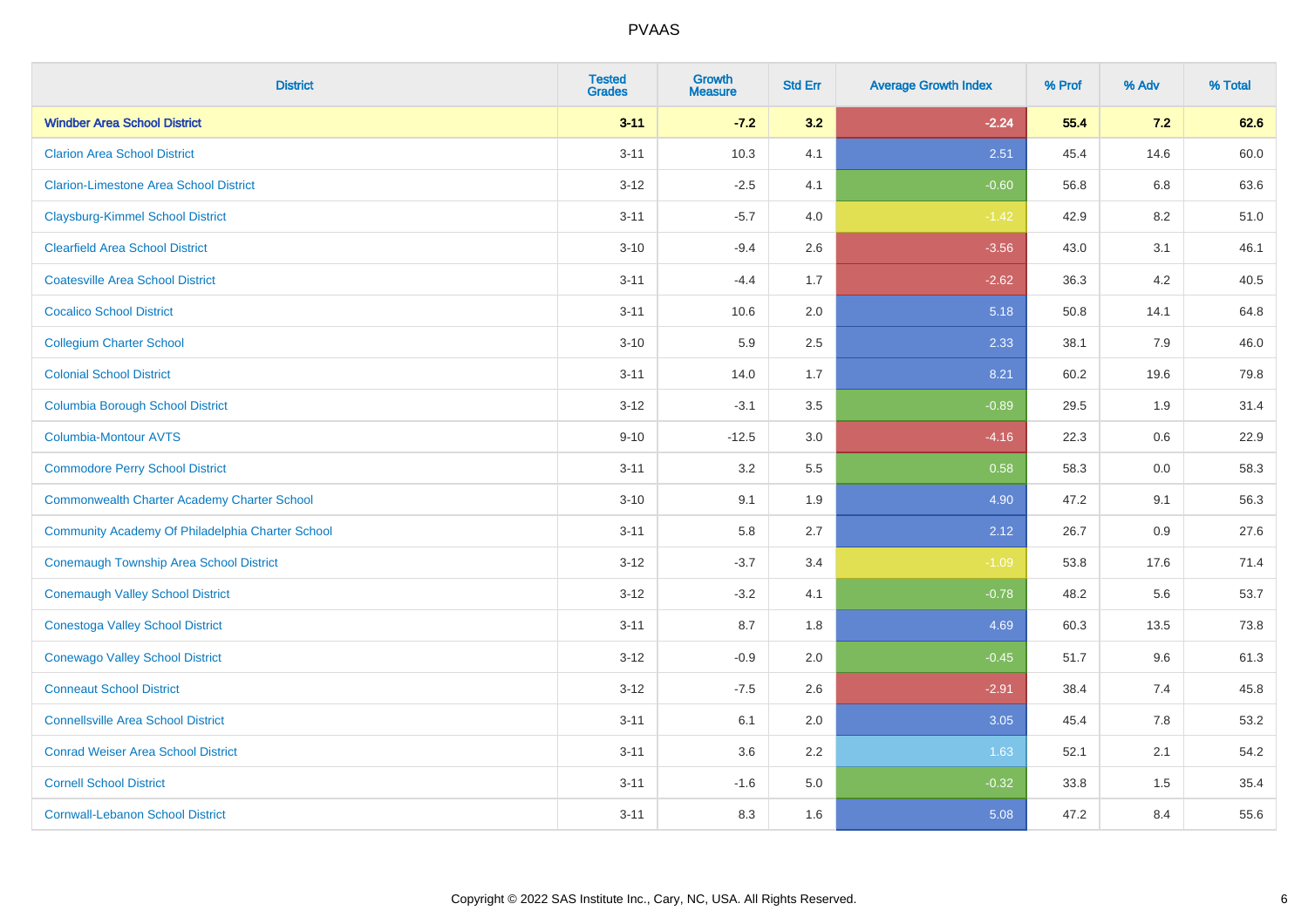| District | Tested Grades | Growth Measure | Std Err | Average Growth Index | % Prof | % Adv | % Total |
|---|---|---|---|---|---|---|---|
| **Windber Area School District** | **3-11** | **-7.2** | **3.2** | **-2.24** | **55.4** | **7.2** | **62.6** |
| Clarion Area School District | 3-11 | 10.3 | 4.1 | 2.51 | 45.4 | 14.6 | 60.0 |
| Clarion-Limestone Area School District | 3-12 | -2.5 | 4.1 | -0.60 | 56.8 | 6.8 | 63.6 |
| Claysburg-Kimmel School District | 3-11 | -5.7 | 4.0 | -1.42 | 42.9 | 8.2 | 51.0 |
| Clearfield Area School District | 3-10 | -9.4 | 2.6 | -3.56 | 43.0 | 3.1 | 46.1 |
| Coatesville Area School District | 3-11 | -4.4 | 1.7 | -2.62 | 36.3 | 4.2 | 40.5 |
| Cocalico School District | 3-11 | 10.6 | 2.0 | 5.18 | 50.8 | 14.1 | 64.8 |
| Collegium Charter School | 3-10 | 5.9 | 2.5 | 2.33 | 38.1 | 7.9 | 46.0 |
| Colonial School District | 3-11 | 14.0 | 1.7 | 8.21 | 60.2 | 19.6 | 79.8 |
| Columbia Borough School District | 3-12 | -3.1 | 3.5 | -0.89 | 29.5 | 1.9 | 31.4 |
| Columbia-Montour AVTS | 9-10 | -12.5 | 3.0 | -4.16 | 22.3 | 0.6 | 22.9 |
| Commodore Perry School District | 3-11 | 3.2 | 5.5 | 0.58 | 58.3 | 0.0 | 58.3 |
| Commonwealth Charter Academy Charter School | 3-10 | 9.1 | 1.9 | 4.90 | 47.2 | 9.1 | 56.3 |
| Community Academy Of Philadelphia Charter School | 3-11 | 5.8 | 2.7 | 2.12 | 26.7 | 0.9 | 27.6 |
| Conemaugh Township Area School District | 3-12 | -3.7 | 3.4 | -1.09 | 53.8 | 17.6 | 71.4 |
| Conemaugh Valley School District | 3-12 | -3.2 | 4.1 | -0.78 | 48.2 | 5.6 | 53.7 |
| Conestoga Valley School District | 3-11 | 8.7 | 1.8 | 4.69 | 60.3 | 13.5 | 73.8 |
| Conewago Valley School District | 3-12 | -0.9 | 2.0 | -0.45 | 51.7 | 9.6 | 61.3 |
| Conneaut School District | 3-12 | -7.5 | 2.6 | -2.91 | 38.4 | 7.4 | 45.8 |
| Connellsville Area School District | 3-11 | 6.1 | 2.0 | 3.05 | 45.4 | 7.8 | 53.2 |
| Conrad Weiser Area School District | 3-11 | 3.6 | 2.2 | 1.63 | 52.1 | 2.1 | 54.2 |
| Cornell School District | 3-11 | -1.6 | 5.0 | -0.32 | 33.8 | 1.5 | 35.4 |
| Cornwall-Lebanon School District | 3-11 | 8.3 | 1.6 | 5.08 | 47.2 | 8.4 | 55.6 |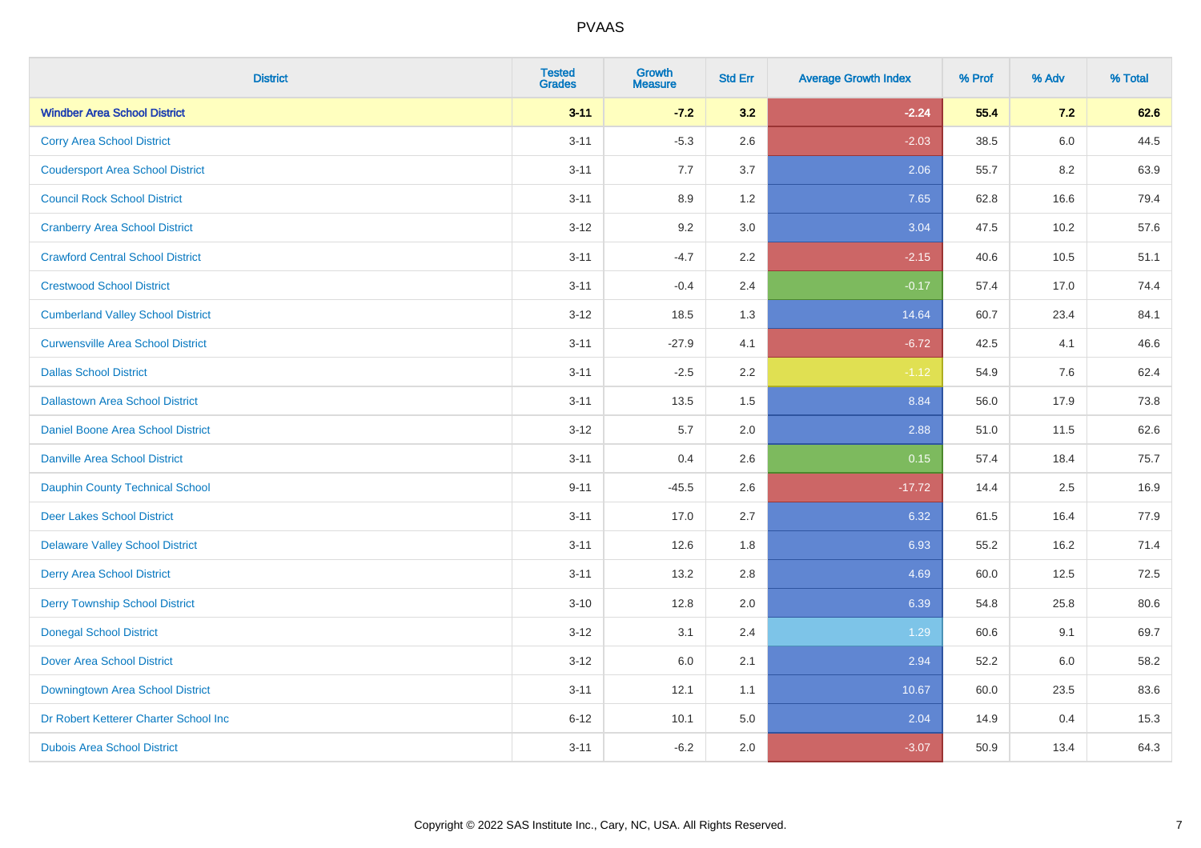| District | Tested Grades | Growth Measure | Std Err | Average Growth Index | % Prof | % Adv | % Total |
|---|---|---|---|---|---|---|---|
| **Windber Area School District** | **3-11** | **-7.2** | **3.2** | **-2.24** | **55.4** | **7.2** | **62.6** |
| Corry Area School District | 3-11 | -5.3 | 2.6 | -2.03 | 38.5 | 6.0 | 44.5 |
| Coudersport Area School District | 3-11 | 7.7 | 3.7 | 2.06 | 55.7 | 8.2 | 63.9 |
| Council Rock School District | 3-11 | 8.9 | 1.2 | 7.65 | 62.8 | 16.6 | 79.4 |
| Cranberry Area School District | 3-12 | 9.2 | 3.0 | 3.04 | 47.5 | 10.2 | 57.6 |
| Crawford Central School District | 3-11 | -4.7 | 2.2 | -2.15 | 40.6 | 10.5 | 51.1 |
| Crestwood School District | 3-11 | -0.4 | 2.4 | -0.17 | 57.4 | 17.0 | 74.4 |
| Cumberland Valley School District | 3-12 | 18.5 | 1.3 | 14.64 | 60.7 | 23.4 | 84.1 |
| Curwensville Area School District | 3-11 | -27.9 | 4.1 | -6.72 | 42.5 | 4.1 | 46.6 |
| Dallas School District | 3-11 | -2.5 | 2.2 | -1.12 | 54.9 | 7.6 | 62.4 |
| Dallastown Area School District | 3-11 | 13.5 | 1.5 | 8.84 | 56.0 | 17.9 | 73.8 |
| Daniel Boone Area School District | 3-12 | 5.7 | 2.0 | 2.88 | 51.0 | 11.5 | 62.6 |
| Danville Area School District | 3-11 | 0.4 | 2.6 | 0.15 | 57.4 | 18.4 | 75.7 |
| Dauphin County Technical School | 9-11 | -45.5 | 2.6 | -17.72 | 14.4 | 2.5 | 16.9 |
| Deer Lakes School District | 3-11 | 17.0 | 2.7 | 6.32 | 61.5 | 16.4 | 77.9 |
| Delaware Valley School District | 3-11 | 12.6 | 1.8 | 6.93 | 55.2 | 16.2 | 71.4 |
| Derry Area School District | 3-11 | 13.2 | 2.8 | 4.69 | 60.0 | 12.5 | 72.5 |
| Derry Township School District | 3-10 | 12.8 | 2.0 | 6.39 | 54.8 | 25.8 | 80.6 |
| Donegal School District | 3-12 | 3.1 | 2.4 | 1.29 | 60.6 | 9.1 | 69.7 |
| Dover Area School District | 3-12 | 6.0 | 2.1 | 2.94 | 52.2 | 6.0 | 58.2 |
| Downingtown Area School District | 3-11 | 12.1 | 1.1 | 10.67 | 60.0 | 23.5 | 83.6 |
| Dr Robert Ketterer Charter School Inc | 6-12 | 10.1 | 5.0 | 2.04 | 14.9 | 0.4 | 15.3 |
| Dubois Area School District | 3-11 | -6.2 | 2.0 | -3.07 | 50.9 | 13.4 | 64.3 |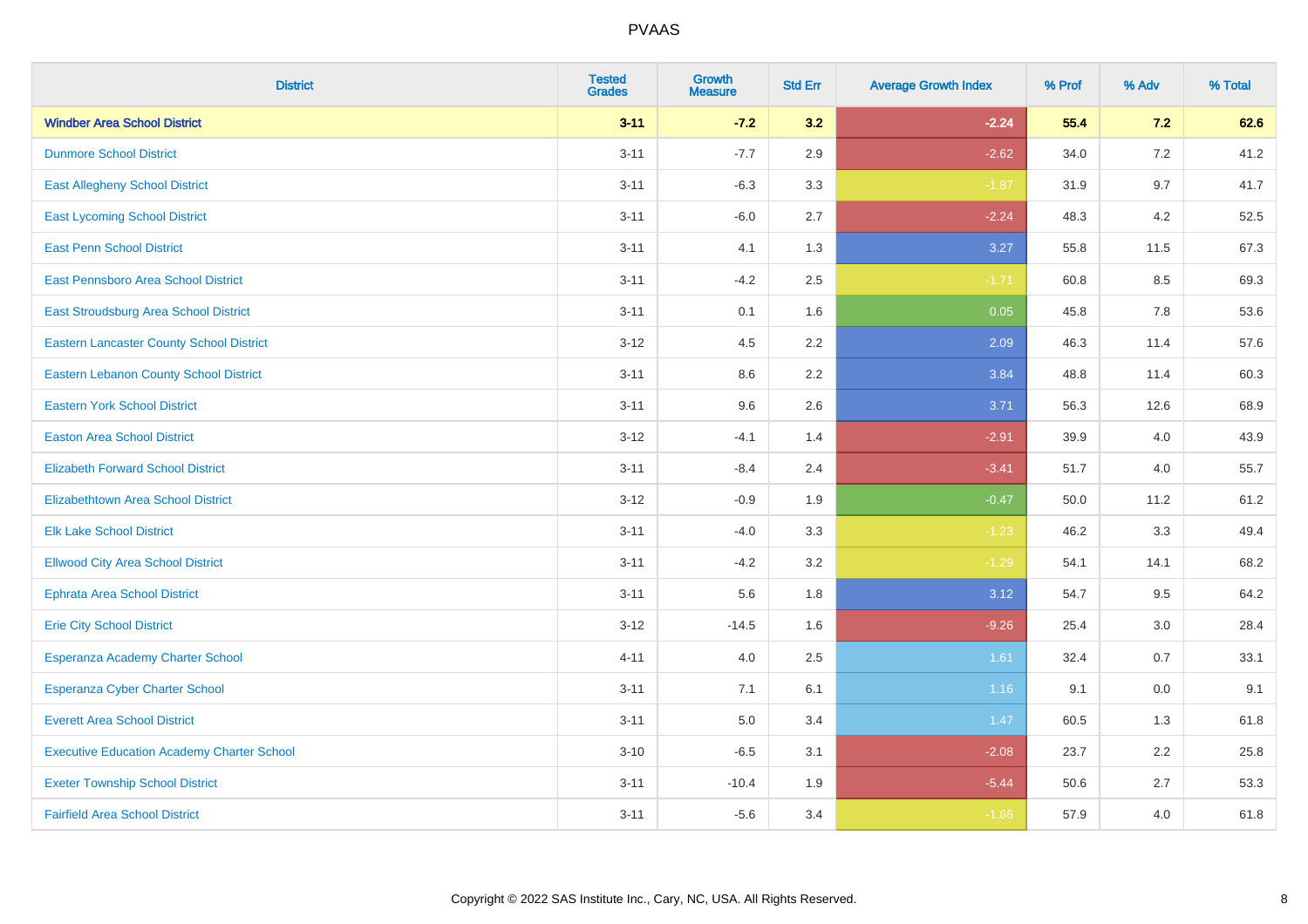| District | Tested Grades | Growth Measure | Std Err | Average Growth Index | % Prof | % Adv | % Total |
|---|---|---|---|---|---|---|---|
| **Windber Area School District** | **3-11** | **-7.2** | **3.2** | **-2.24** | **55.4** | **7.2** | **62.6** |
| Dunmore School District | 3-11 | -7.7 | 2.9 | -2.62 | 34.0 | 7.2 | 41.2 |
| East Allegheny School District | 3-11 | -6.3 | 3.3 | -1.87 | 31.9 | 9.7 | 41.7 |
| East Lycoming School District | 3-11 | -6.0 | 2.7 | -2.24 | 48.3 | 4.2 | 52.5 |
| East Penn School District | 3-11 | 4.1 | 1.3 | 3.27 | 55.8 | 11.5 | 67.3 |
| East Pennsboro Area School District | 3-11 | -4.2 | 2.5 | -1.71 | 60.8 | 8.5 | 69.3 |
| East Stroudsburg Area School District | 3-11 | 0.1 | 1.6 | 0.05 | 45.8 | 7.8 | 53.6 |
| Eastern Lancaster County School District | 3-12 | 4.5 | 2.2 | 2.09 | 46.3 | 11.4 | 57.6 |
| Eastern Lebanon County School District | 3-11 | 8.6 | 2.2 | 3.84 | 48.8 | 11.4 | 60.3 |
| Eastern York School District | 3-11 | 9.6 | 2.6 | 3.71 | 56.3 | 12.6 | 68.9 |
| Easton Area School District | 3-12 | -4.1 | 1.4 | -2.91 | 39.9 | 4.0 | 43.9 |
| Elizabeth Forward School District | 3-11 | -8.4 | 2.4 | -3.41 | 51.7 | 4.0 | 55.7 |
| Elizabethtown Area School District | 3-12 | -0.9 | 1.9 | -0.47 | 50.0 | 11.2 | 61.2 |
| Elk Lake School District | 3-11 | -4.0 | 3.3 | -1.23 | 46.2 | 3.3 | 49.4 |
| Ellwood City Area School District | 3-11 | -4.2 | 3.2 | -1.29 | 54.1 | 14.1 | 68.2 |
| Ephrata Area School District | 3-11 | 5.6 | 1.8 | 3.12 | 54.7 | 9.5 | 64.2 |
| Erie City School District | 3-12 | -14.5 | 1.6 | -9.26 | 25.4 | 3.0 | 28.4 |
| Esperanza Academy Charter School | 4-11 | 4.0 | 2.5 | 1.61 | 32.4 | 0.7 | 33.1 |
| Esperanza Cyber Charter School | 3-11 | 7.1 | 6.1 | 1.16 | 9.1 | 0.0 | 9.1 |
| Everett Area School District | 3-11 | 5.0 | 3.4 | 1.47 | 60.5 | 1.3 | 61.8 |
| Executive Education Academy Charter School | 3-10 | -6.5 | 3.1 | -2.08 | 23.7 | 2.2 | 25.8 |
| Exeter Township School District | 3-11 | -10.4 | 1.9 | -5.44 | 50.6 | 2.7 | 53.3 |
| Fairfield Area School District | 3-11 | -5.6 | 3.4 | -1.66 | 57.9 | 4.0 | 61.8 |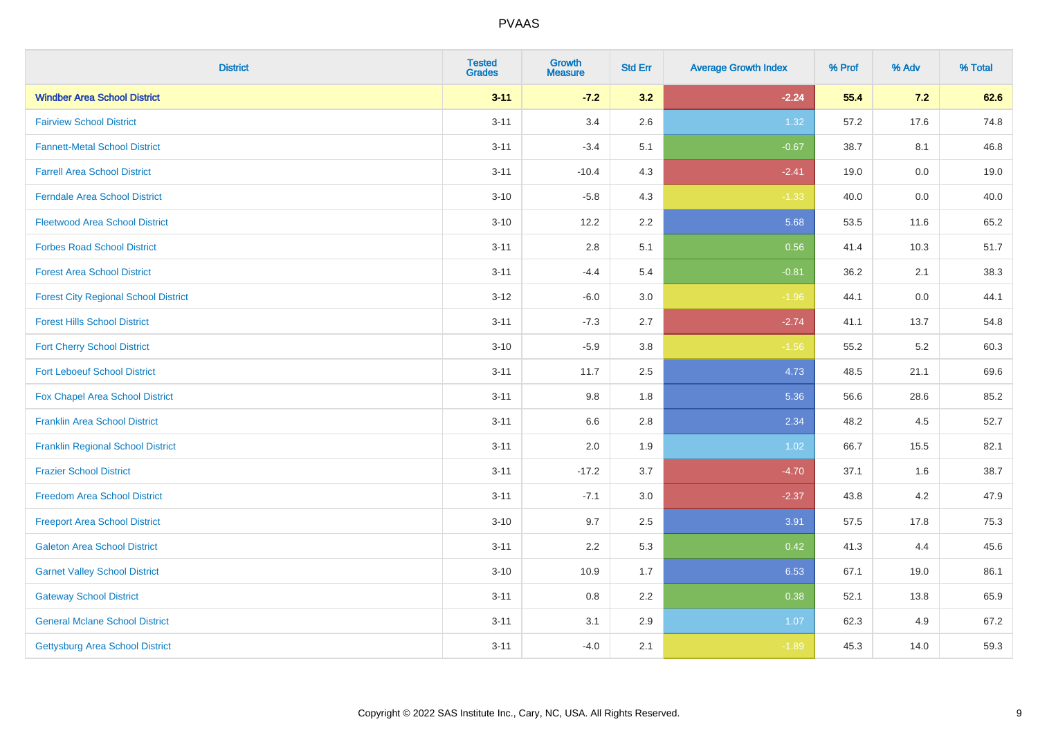| District | Tested Grades | Growth Measure | Std Err | Average Growth Index | % Prof | % Adv | % Total |
|---|---|---|---|---|---|---|---|
| **Windber Area School District** | **3-11** | **-7.2** | **3.2** | **-2.24** | **55.4** | **7.2** | **62.6** |
| Fairview School District | 3-11 | 3.4 | 2.6 | 1.32 | 57.2 | 17.6 | 74.8 |
| Fannett-Metal School District | 3-11 | -3.4 | 5.1 | -0.67 | 38.7 | 8.1 | 46.8 |
| Farrell Area School District | 3-11 | -10.4 | 4.3 | -2.41 | 19.0 | 0.0 | 19.0 |
| Ferndale Area School District | 3-10 | -5.8 | 4.3 | -1.33 | 40.0 | 0.0 | 40.0 |
| Fleetwood Area School District | 3-10 | 12.2 | 2.2 | 5.68 | 53.5 | 11.6 | 65.2 |
| Forbes Road School District | 3-11 | 2.8 | 5.1 | 0.56 | 41.4 | 10.3 | 51.7 |
| Forest Area School District | 3-11 | -4.4 | 5.4 | -0.81 | 36.2 | 2.1 | 38.3 |
| Forest City Regional School District | 3-12 | -6.0 | 3.0 | -1.96 | 44.1 | 0.0 | 44.1 |
| Forest Hills School District | 3-11 | -7.3 | 2.7 | -2.74 | 41.1 | 13.7 | 54.8 |
| Fort Cherry School District | 3-10 | -5.9 | 3.8 | -1.56 | 55.2 | 5.2 | 60.3 |
| Fort Leboeuf School District | 3-11 | 11.7 | 2.5 | 4.73 | 48.5 | 21.1 | 69.6 |
| Fox Chapel Area School District | 3-11 | 9.8 | 1.8 | 5.36 | 56.6 | 28.6 | 85.2 |
| Franklin Area School District | 3-11 | 6.6 | 2.8 | 2.34 | 48.2 | 4.5 | 52.7 |
| Franklin Regional School District | 3-11 | 2.0 | 1.9 | 1.02 | 66.7 | 15.5 | 82.1 |
| Frazier School District | 3-11 | -17.2 | 3.7 | -4.70 | 37.1 | 1.6 | 38.7 |
| Freedom Area School District | 3-11 | -7.1 | 3.0 | -2.37 | 43.8 | 4.2 | 47.9 |
| Freeport Area School District | 3-10 | 9.7 | 2.5 | 3.91 | 57.5 | 17.8 | 75.3 |
| Galeton Area School District | 3-11 | 2.2 | 5.3 | 0.42 | 41.3 | 4.4 | 45.6 |
| Garnet Valley School District | 3-10 | 10.9 | 1.7 | 6.53 | 67.1 | 19.0 | 86.1 |
| Gateway School District | 3-11 | 0.8 | 2.2 | 0.38 | 52.1 | 13.8 | 65.9 |
| General Mclane School District | 3-11 | 3.1 | 2.9 | 1.07 | 62.3 | 4.9 | 67.2 |
| Gettysburg Area School District | 3-11 | -4.0 | 2.1 | -1.89 | 45.3 | 14.0 | 59.3 |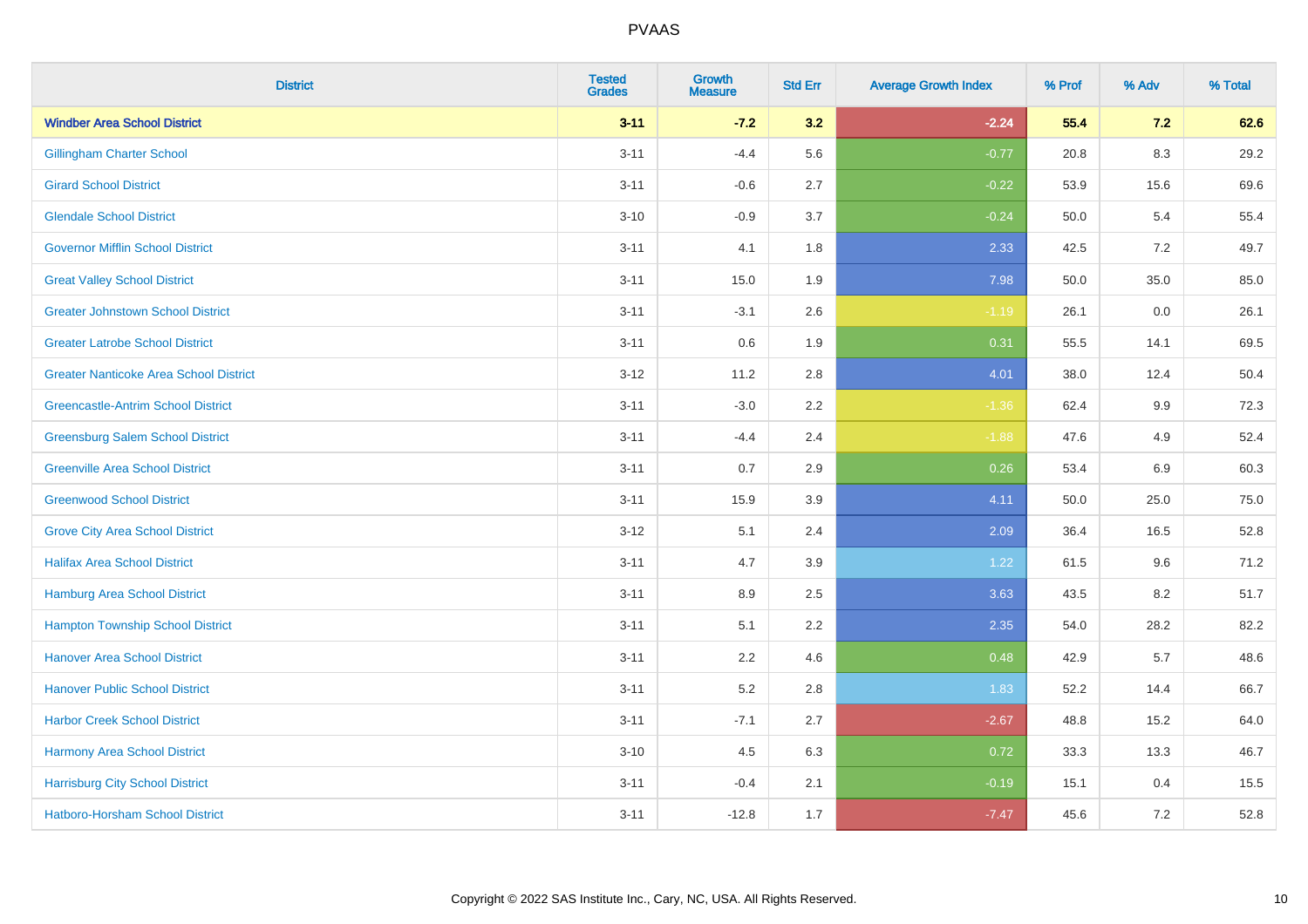| District | Tested Grades | Growth Measure | Std Err | Average Growth Index | % Prof | % Adv | % Total |
|---|---|---|---|---|---|---|---|
| **Windber Area School District** | **3-11** | **-7.2** | **3.2** | **-2.24** | **55.4** | **7.2** | **62.6** |
| Gillingham Charter School | 3-11 | -4.4 | 5.6 | -0.77 | 20.8 | 8.3 | 29.2 |
| Girard School District | 3-11 | -0.6 | 2.7 | -0.22 | 53.9 | 15.6 | 69.6 |
| Glendale School District | 3-10 | -0.9 | 3.7 | -0.24 | 50.0 | 5.4 | 55.4 |
| Governor Mifflin School District | 3-11 | 4.1 | 1.8 | 2.33 | 42.5 | 7.2 | 49.7 |
| Great Valley School District | 3-11 | 15.0 | 1.9 | 7.98 | 50.0 | 35.0 | 85.0 |
| Greater Johnstown School District | 3-11 | -3.1 | 2.6 | -1.19 | 26.1 | 0.0 | 26.1 |
| Greater Latrobe School District | 3-11 | 0.6 | 1.9 | 0.31 | 55.5 | 14.1 | 69.5 |
| Greater Nanticoke Area School District | 3-12 | 11.2 | 2.8 | 4.01 | 38.0 | 12.4 | 50.4 |
| Greencastle-Antrim School District | 3-11 | -3.0 | 2.2 | -1.36 | 62.4 | 9.9 | 72.3 |
| Greensburg Salem School District | 3-11 | -4.4 | 2.4 | -1.88 | 47.6 | 4.9 | 52.4 |
| Greenville Area School District | 3-11 | 0.7 | 2.9 | 0.26 | 53.4 | 6.9 | 60.3 |
| Greenwood School District | 3-11 | 15.9 | 3.9 | 4.11 | 50.0 | 25.0 | 75.0 |
| Grove City Area School District | 3-12 | 5.1 | 2.4 | 2.09 | 36.4 | 16.5 | 52.8 |
| Halifax Area School District | 3-11 | 4.7 | 3.9 | 1.22 | 61.5 | 9.6 | 71.2 |
| Hamburg Area School District | 3-11 | 8.9 | 2.5 | 3.63 | 43.5 | 8.2 | 51.7 |
| Hampton Township School District | 3-11 | 5.1 | 2.2 | 2.35 | 54.0 | 28.2 | 82.2 |
| Hanover Area School District | 3-11 | 2.2 | 4.6 | 0.48 | 42.9 | 5.7 | 48.6 |
| Hanover Public School District | 3-11 | 5.2 | 2.8 | 1.83 | 52.2 | 14.4 | 66.7 |
| Harbor Creek School District | 3-11 | -7.1 | 2.7 | -2.67 | 48.8 | 15.2 | 64.0 |
| Harmony Area School District | 3-10 | 4.5 | 6.3 | 0.72 | 33.3 | 13.3 | 46.7 |
| Harrisburg City School District | 3-11 | -0.4 | 2.1 | -0.19 | 15.1 | 0.4 | 15.5 |
| Hatboro-Horsham School District | 3-11 | -12.8 | 1.7 | -7.47 | 45.6 | 7.2 | 52.8 |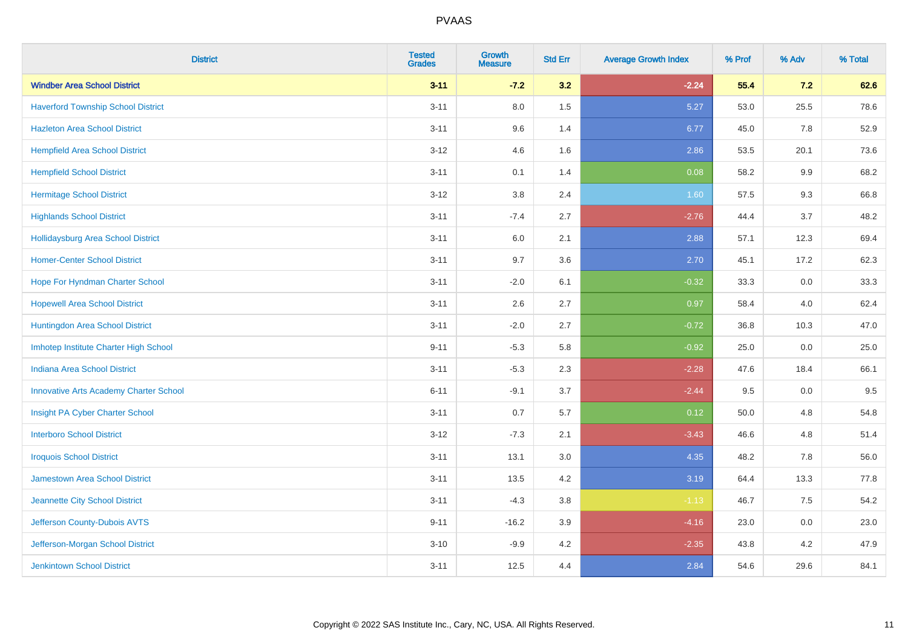| District | Tested Grades | Growth Measure | Std Err | Average Growth Index | % Prof | % Adv | % Total |
|---|---|---|---|---|---|---|---|
| **Windber Area School District** | **3-11** | **-7.2** | **3.2** | **-2.24** | **55.4** | **7.2** | **62.6** |
| Haverford Township School District | 3-11 | 8.0 | 1.5 | 5.27 | 53.0 | 25.5 | 78.6 |
| Hazleton Area School District | 3-11 | 9.6 | 1.4 | 6.77 | 45.0 | 7.8 | 52.9 |
| Hempfield Area School District | 3-12 | 4.6 | 1.6 | 2.86 | 53.5 | 20.1 | 73.6 |
| Hempfield School District | 3-11 | 0.1 | 1.4 | 0.08 | 58.2 | 9.9 | 68.2 |
| Hermitage School District | 3-12 | 3.8 | 2.4 | 1.60 | 57.5 | 9.3 | 66.8 |
| Highlands School District | 3-11 | -7.4 | 2.7 | -2.76 | 44.4 | 3.7 | 48.2 |
| Hollidaysburg Area School District | 3-11 | 6.0 | 2.1 | 2.88 | 57.1 | 12.3 | 69.4 |
| Homer-Center School District | 3-11 | 9.7 | 3.6 | 2.70 | 45.1 | 17.2 | 62.3 |
| Hope For Hyndman Charter School | 3-11 | -2.0 | 6.1 | -0.32 | 33.3 | 0.0 | 33.3 |
| Hopewell Area School District | 3-11 | 2.6 | 2.7 | 0.97 | 58.4 | 4.0 | 62.4 |
| Huntingdon Area School District | 3-11 | -2.0 | 2.7 | -0.72 | 36.8 | 10.3 | 47.0 |
| Imhotep Institute Charter High School | 9-11 | -5.3 | 5.8 | -0.92 | 25.0 | 0.0 | 25.0 |
| Indiana Area School District | 3-11 | -5.3 | 2.3 | -2.28 | 47.6 | 18.4 | 66.1 |
| Innovative Arts Academy Charter School | 6-11 | -9.1 | 3.7 | -2.44 | 9.5 | 0.0 | 9.5 |
| Insight PA Cyber Charter School | 3-11 | 0.7 | 5.7 | 0.12 | 50.0 | 4.8 | 54.8 |
| Interboro School District | 3-12 | -7.3 | 2.1 | -3.43 | 46.6 | 4.8 | 51.4 |
| Iroquois School District | 3-11 | 13.1 | 3.0 | 4.35 | 48.2 | 7.8 | 56.0 |
| Jamestown Area School District | 3-11 | 13.5 | 4.2 | 3.19 | 64.4 | 13.3 | 77.8 |
| Jeannette City School District | 3-11 | -4.3 | 3.8 | -1.13 | 46.7 | 7.5 | 54.2 |
| Jefferson County-Dubois AVTS | 9-11 | -16.2 | 3.9 | -4.16 | 23.0 | 0.0 | 23.0 |
| Jefferson-Morgan School District | 3-10 | -9.9 | 4.2 | -2.35 | 43.8 | 4.2 | 47.9 |
| Jenkintown School District | 3-11 | 12.5 | 4.4 | 2.84 | 54.6 | 29.6 | 84.1 |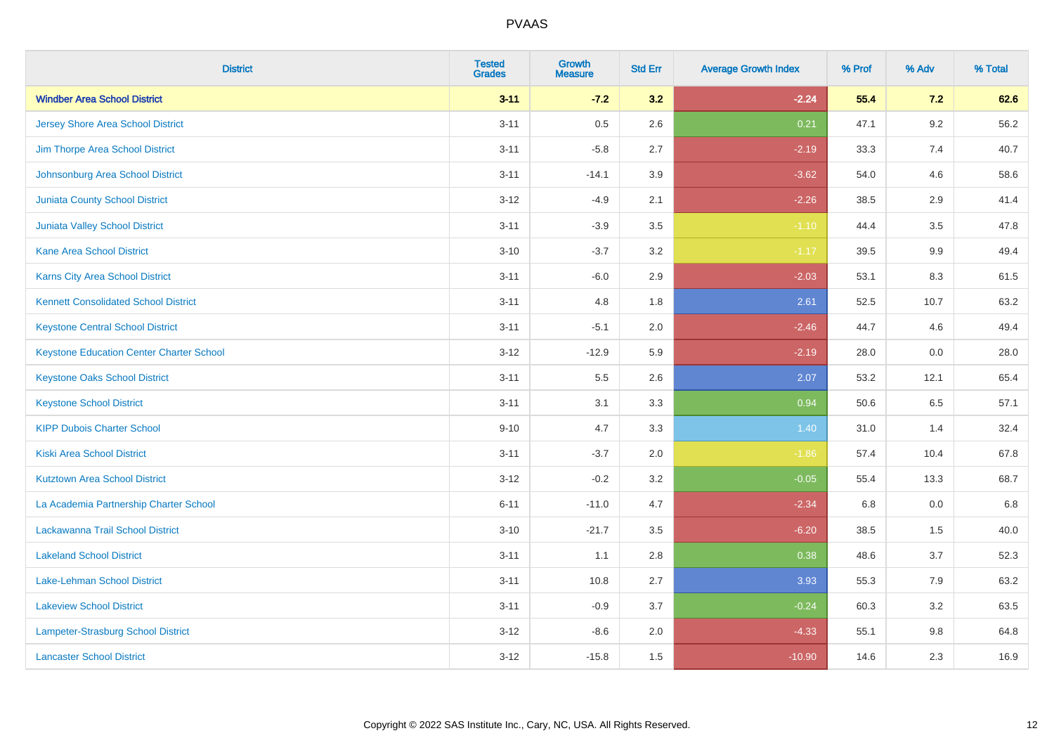| District | Tested Grades | Growth Measure | Std Err | Average Growth Index | % Prof | % Adv | % Total |
|---|---|---|---|---|---|---|---|
| **Windber Area School District** | **3-11** | **-7.2** | **3.2** | **-2.24** | **55.4** | **7.2** | **62.6** |
| Jersey Shore Area School District | 3-11 | 0.5 | 2.6 | 0.21 | 47.1 | 9.2 | 56.2 |
| Jim Thorpe Area School District | 3-11 | -5.8 | 2.7 | -2.19 | 33.3 | 7.4 | 40.7 |
| Johnsonburg Area School District | 3-11 | -14.1 | 3.9 | -3.62 | 54.0 | 4.6 | 58.6 |
| Juniata County School District | 3-12 | -4.9 | 2.1 | -2.26 | 38.5 | 2.9 | 41.4 |
| Juniata Valley School District | 3-11 | -3.9 | 3.5 | -1.10 | 44.4 | 3.5 | 47.8 |
| Kane Area School District | 3-10 | -3.7 | 3.2 | -1.17 | 39.5 | 9.9 | 49.4 |
| Karns City Area School District | 3-11 | -6.0 | 2.9 | -2.03 | 53.1 | 8.3 | 61.5 |
| Kennett Consolidated School District | 3-11 | 4.8 | 1.8 | 2.61 | 52.5 | 10.7 | 63.2 |
| Keystone Central School District | 3-11 | -5.1 | 2.0 | -2.46 | 44.7 | 4.6 | 49.4 |
| Keystone Education Center Charter School | 3-12 | -12.9 | 5.9 | -2.19 | 28.0 | 0.0 | 28.0 |
| Keystone Oaks School District | 3-11 | 5.5 | 2.6 | 2.07 | 53.2 | 12.1 | 65.4 |
| Keystone School District | 3-11 | 3.1 | 3.3 | 0.94 | 50.6 | 6.5 | 57.1 |
| KIPP Dubois Charter School | 9-10 | 4.7 | 3.3 | 1.40 | 31.0 | 1.4 | 32.4 |
| Kiski Area School District | 3-11 | -3.7 | 2.0 | -1.86 | 57.4 | 10.4 | 67.8 |
| Kutztown Area School District | 3-12 | -0.2 | 3.2 | -0.05 | 55.4 | 13.3 | 68.7 |
| La Academia Partnership Charter School | 6-11 | -11.0 | 4.7 | -2.34 | 6.8 | 0.0 | 6.8 |
| Lackawanna Trail School District | 3-10 | -21.7 | 3.5 | -6.20 | 38.5 | 1.5 | 40.0 |
| Lakeland School District | 3-11 | 1.1 | 2.8 | 0.38 | 48.6 | 3.7 | 52.3 |
| Lake-Lehman School District | 3-11 | 10.8 | 2.7 | 3.93 | 55.3 | 7.9 | 63.2 |
| Lakeview School District | 3-11 | -0.9 | 3.7 | -0.24 | 60.3 | 3.2 | 63.5 |
| Lampeter-Strasburg School District | 3-12 | -8.6 | 2.0 | -4.33 | 55.1 | 9.8 | 64.8 |
| Lancaster School District | 3-12 | -15.8 | 1.5 | -10.90 | 14.6 | 2.3 | 16.9 |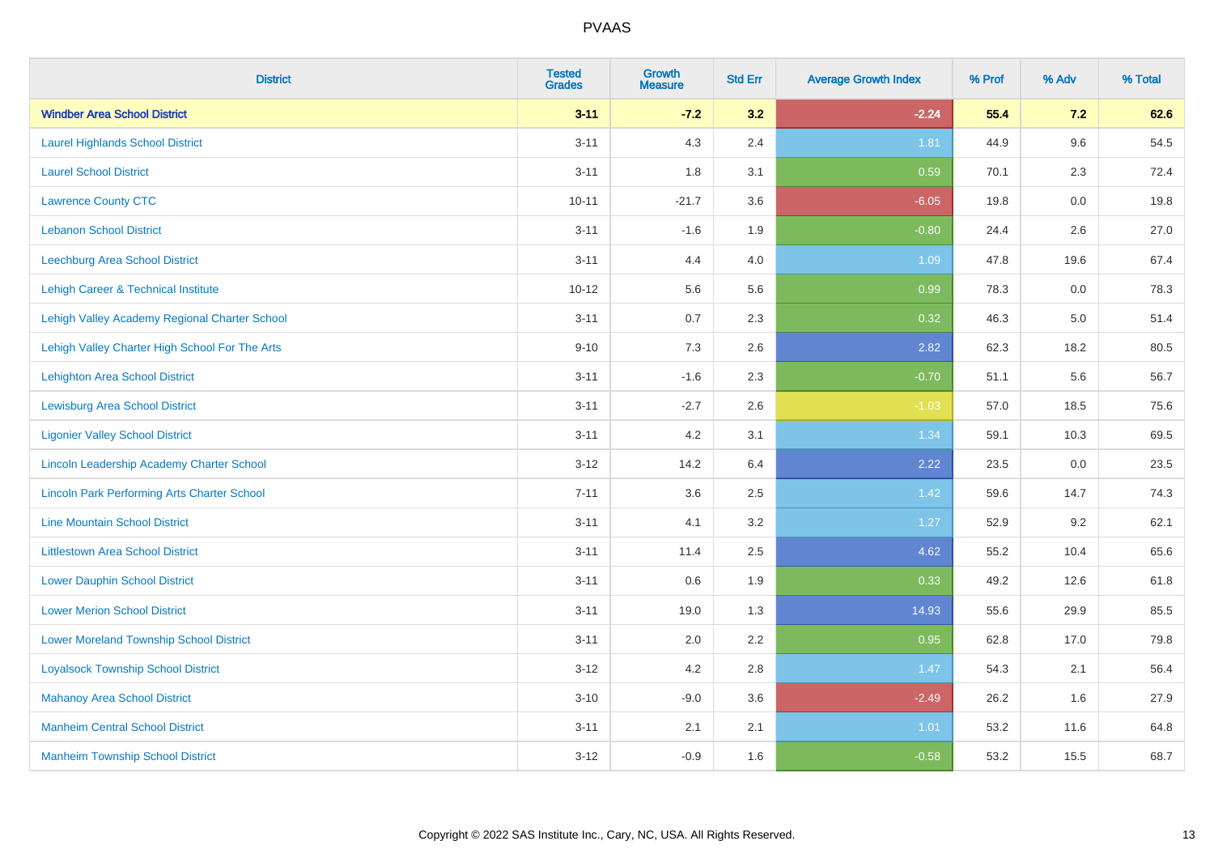| District | Tested Grades | Growth Measure | Std Err | Average Growth Index | % Prof | % Adv | % Total |
|---|---|---|---|---|---|---|---|
| **Windber Area School District** | **3-11** | **-7.2** | **3.2** | **-2.24** | **55.4** | **7.2** | **62.6** |
| Laurel Highlands School District | 3-11 | 4.3 | 2.4 | 1.81 | 44.9 | 9.6 | 54.5 |
| Laurel School District | 3-11 | 1.8 | 3.1 | 0.59 | 70.1 | 2.3 | 72.4 |
| Lawrence County CTC | 10-11 | -21.7 | 3.6 | -6.05 | 19.8 | 0.0 | 19.8 |
| Lebanon School District | 3-11 | -1.6 | 1.9 | -0.80 | 24.4 | 2.6 | 27.0 |
| Leechburg Area School District | 3-11 | 4.4 | 4.0 | 1.09 | 47.8 | 19.6 | 67.4 |
| Lehigh Career & Technical Institute | 10-12 | 5.6 | 5.6 | 0.99 | 78.3 | 0.0 | 78.3 |
| Lehigh Valley Academy Regional Charter School | 3-11 | 0.7 | 2.3 | 0.32 | 46.3 | 5.0 | 51.4 |
| Lehigh Valley Charter High School For The Arts | 9-10 | 7.3 | 2.6 | 2.82 | 62.3 | 18.2 | 80.5 |
| Lehighton Area School District | 3-11 | -1.6 | 2.3 | -0.70 | 51.1 | 5.6 | 56.7 |
| Lewisburg Area School District | 3-11 | -2.7 | 2.6 | -1.03 | 57.0 | 18.5 | 75.6 |
| Ligonier Valley School District | 3-11 | 4.2 | 3.1 | 1.34 | 59.1 | 10.3 | 69.5 |
| Lincoln Leadership Academy Charter School | 3-12 | 14.2 | 6.4 | 2.22 | 23.5 | 0.0 | 23.5 |
| Lincoln Park Performing Arts Charter School | 7-11 | 3.6 | 2.5 | 1.42 | 59.6 | 14.7 | 74.3 |
| Line Mountain School District | 3-11 | 4.1 | 3.2 | 1.27 | 52.9 | 9.2 | 62.1 |
| Littlestown Area School District | 3-11 | 11.4 | 2.5 | 4.62 | 55.2 | 10.4 | 65.6 |
| Lower Dauphin School District | 3-11 | 0.6 | 1.9 | 0.33 | 49.2 | 12.6 | 61.8 |
| Lower Merion School District | 3-11 | 19.0 | 1.3 | 14.93 | 55.6 | 29.9 | 85.5 |
| Lower Moreland Township School District | 3-11 | 2.0 | 2.2 | 0.95 | 62.8 | 17.0 | 79.8 |
| Loyalsock Township School District | 3-12 | 4.2 | 2.8 | 1.47 | 54.3 | 2.1 | 56.4 |
| Mahanoy Area School District | 3-10 | -9.0 | 3.6 | -2.49 | 26.2 | 1.6 | 27.9 |
| Manheim Central School District | 3-11 | 2.1 | 2.1 | 1.01 | 53.2 | 11.6 | 64.8 |
| Manheim Township School District | 3-12 | -0.9 | 1.6 | -0.58 | 53.2 | 15.5 | 68.7 |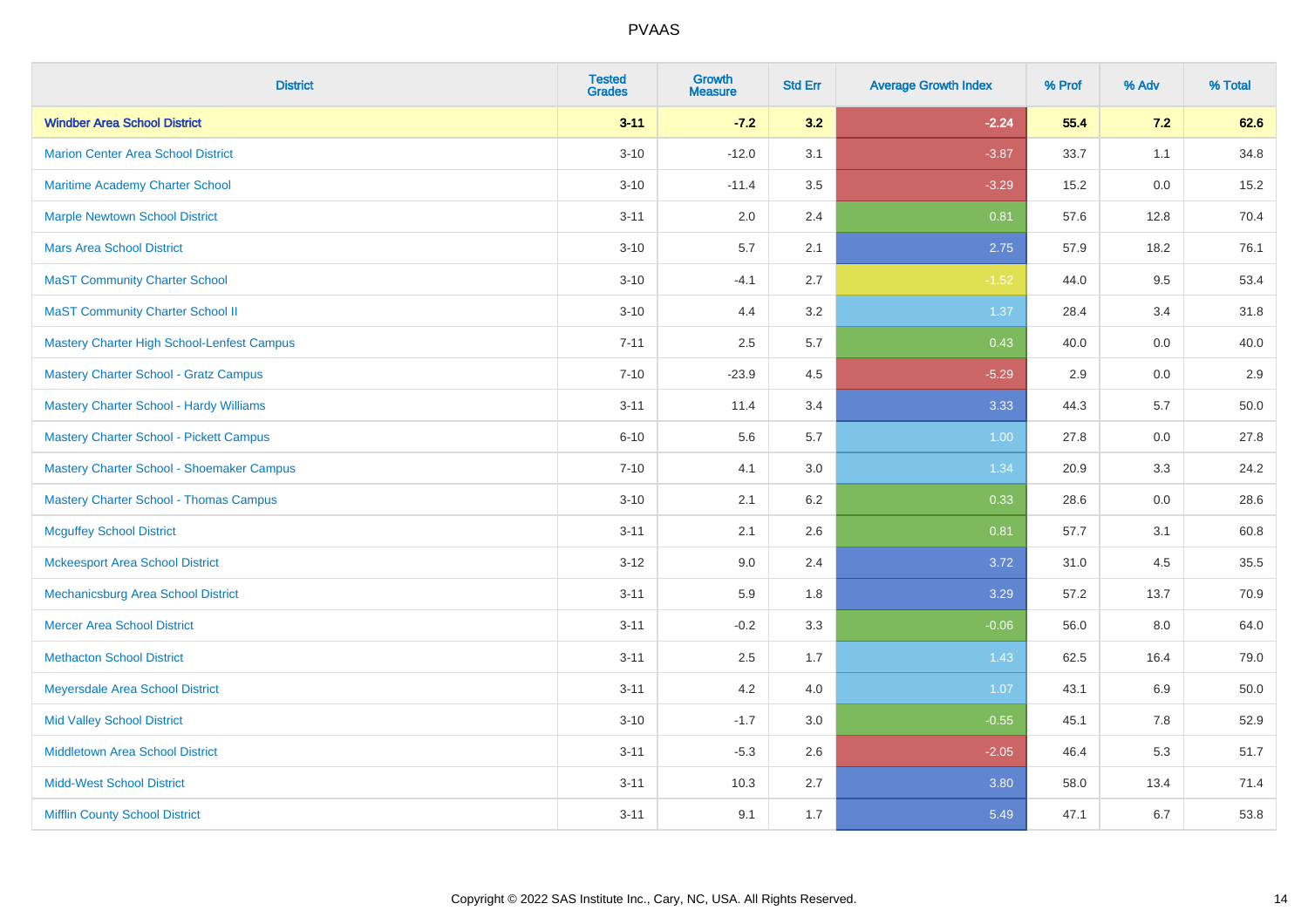| District | Tested Grades | Growth Measure | Std Err | Average Growth Index | % Prof | % Adv | % Total |
|---|---|---|---|---|---|---|---|
| **Windber Area School District** | **3-11** | **-7.2** | **3.2** | **-2.24** | **55.4** | **7.2** | **62.6** |
| Marion Center Area School District | 3-10 | -12.0 | 3.1 | -3.87 | 33.7 | 1.1 | 34.8 |
| Maritime Academy Charter School | 3-10 | -11.4 | 3.5 | -3.29 | 15.2 | 0.0 | 15.2 |
| Marple Newtown School District | 3-11 | 2.0 | 2.4 | 0.81 | 57.6 | 12.8 | 70.4 |
| Mars Area School District | 3-10 | 5.7 | 2.1 | 2.75 | 57.9 | 18.2 | 76.1 |
| MaST Community Charter School | 3-10 | -4.1 | 2.7 | -1.52 | 44.0 | 9.5 | 53.4 |
| MaST Community Charter School II | 3-10 | 4.4 | 3.2 | 1.37 | 28.4 | 3.4 | 31.8 |
| Mastery Charter High School-Lenfest Campus | 7-11 | 2.5 | 5.7 | 0.43 | 40.0 | 0.0 | 40.0 |
| Mastery Charter School - Gratz Campus | 7-10 | -23.9 | 4.5 | -5.29 | 2.9 | 0.0 | 2.9 |
| Mastery Charter School - Hardy Williams | 3-11 | 11.4 | 3.4 | 3.33 | 44.3 | 5.7 | 50.0 |
| Mastery Charter School - Pickett Campus | 6-10 | 5.6 | 5.7 | 1.00 | 27.8 | 0.0 | 27.8 |
| Mastery Charter School - Shoemaker Campus | 7-10 | 4.1 | 3.0 | 1.34 | 20.9 | 3.3 | 24.2 |
| Mastery Charter School - Thomas Campus | 3-10 | 2.1 | 6.2 | 0.33 | 28.6 | 0.0 | 28.6 |
| Mcguffey School District | 3-11 | 2.1 | 2.6 | 0.81 | 57.7 | 3.1 | 60.8 |
| Mckeesport Area School District | 3-12 | 9.0 | 2.4 | 3.72 | 31.0 | 4.5 | 35.5 |
| Mechanicsburg Area School District | 3-11 | 5.9 | 1.8 | 3.29 | 57.2 | 13.7 | 70.9 |
| Mercer Area School District | 3-11 | -0.2 | 3.3 | -0.06 | 56.0 | 8.0 | 64.0 |
| Methacton School District | 3-11 | 2.5 | 1.7 | 1.43 | 62.5 | 16.4 | 79.0 |
| Meyersdale Area School District | 3-11 | 4.2 | 4.0 | 1.07 | 43.1 | 6.9 | 50.0 |
| Mid Valley School District | 3-10 | -1.7 | 3.0 | -0.55 | 45.1 | 7.8 | 52.9 |
| Middletown Area School District | 3-11 | -5.3 | 2.6 | -2.05 | 46.4 | 5.3 | 51.7 |
| Midd-West School District | 3-11 | 10.3 | 2.7 | 3.80 | 58.0 | 13.4 | 71.4 |
| Mifflin County School District | 3-11 | 9.1 | 1.7 | 5.49 | 47.1 | 6.7 | 53.8 |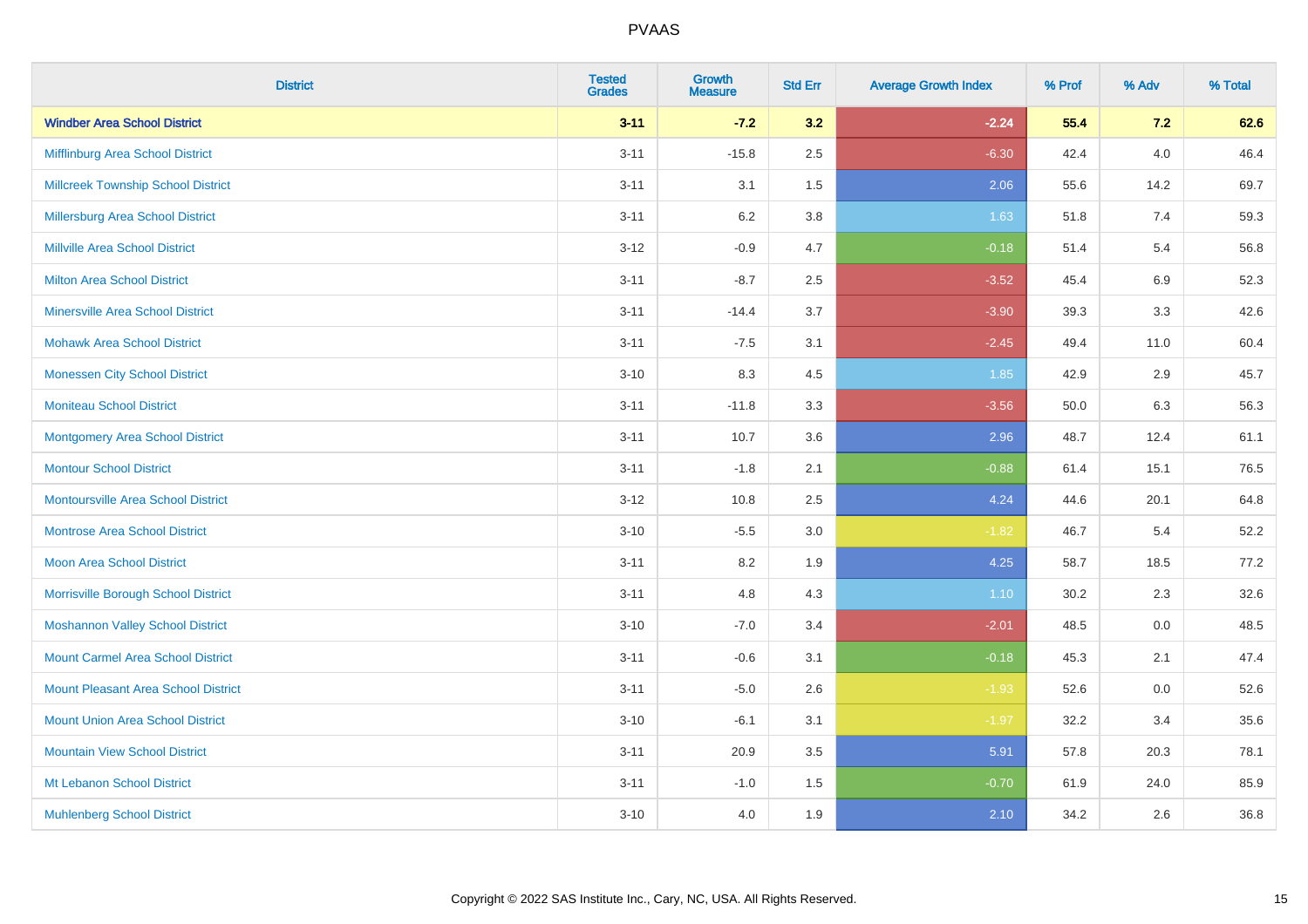| District | Tested Grades | Growth Measure | Std Err | Average Growth Index | % Prof | % Adv | % Total |
|---|---|---|---|---|---|---|---|
| **Windber Area School District** | **3-11** | **-7.2** | **3.2** | **-2.24** | **55.4** | **7.2** | **62.6** |
| Mifflinburg Area School District | 3-11 | -15.8 | 2.5 | -6.30 | 42.4 | 4.0 | 46.4 |
| Millcreek Township School District | 3-11 | 3.1 | 1.5 | 2.06 | 55.6 | 14.2 | 69.7 |
| Millersburg Area School District | 3-11 | 6.2 | 3.8 | 1.63 | 51.8 | 7.4 | 59.3 |
| Millville Area School District | 3-12 | -0.9 | 4.7 | -0.18 | 51.4 | 5.4 | 56.8 |
| Milton Area School District | 3-11 | -8.7 | 2.5 | -3.52 | 45.4 | 6.9 | 52.3 |
| Minersville Area School District | 3-11 | -14.4 | 3.7 | -3.90 | 39.3 | 3.3 | 42.6 |
| Mohawk Area School District | 3-11 | -7.5 | 3.1 | -2.45 | 49.4 | 11.0 | 60.4 |
| Monessen City School District | 3-10 | 8.3 | 4.5 | 1.85 | 42.9 | 2.9 | 45.7 |
| Moniteau School District | 3-11 | -11.8 | 3.3 | -3.56 | 50.0 | 6.3 | 56.3 |
| Montgomery Area School District | 3-11 | 10.7 | 3.6 | 2.96 | 48.7 | 12.4 | 61.1 |
| Montour School District | 3-11 | -1.8 | 2.1 | -0.88 | 61.4 | 15.1 | 76.5 |
| Montoursville Area School District | 3-12 | 10.8 | 2.5 | 4.24 | 44.6 | 20.1 | 64.8 |
| Montrose Area School District | 3-10 | -5.5 | 3.0 | -1.82 | 46.7 | 5.4 | 52.2 |
| Moon Area School District | 3-11 | 8.2 | 1.9 | 4.25 | 58.7 | 18.5 | 77.2 |
| Morrisville Borough School District | 3-11 | 4.8 | 4.3 | 1.10 | 30.2 | 2.3 | 32.6 |
| Moshannon Valley School District | 3-10 | -7.0 | 3.4 | -2.01 | 48.5 | 0.0 | 48.5 |
| Mount Carmel Area School District | 3-11 | -0.6 | 3.1 | -0.18 | 45.3 | 2.1 | 47.4 |
| Mount Pleasant Area School District | 3-11 | -5.0 | 2.6 | -1.93 | 52.6 | 0.0 | 52.6 |
| Mount Union Area School District | 3-10 | -6.1 | 3.1 | -1.97 | 32.2 | 3.4 | 35.6 |
| Mountain View School District | 3-11 | 20.9 | 3.5 | 5.91 | 57.8 | 20.3 | 78.1 |
| Mt Lebanon School District | 3-11 | -1.0 | 1.5 | -0.70 | 61.9 | 24.0 | 85.9 |
| Muhlenberg School District | 3-10 | 4.0 | 1.9 | 2.10 | 34.2 | 2.6 | 36.8 |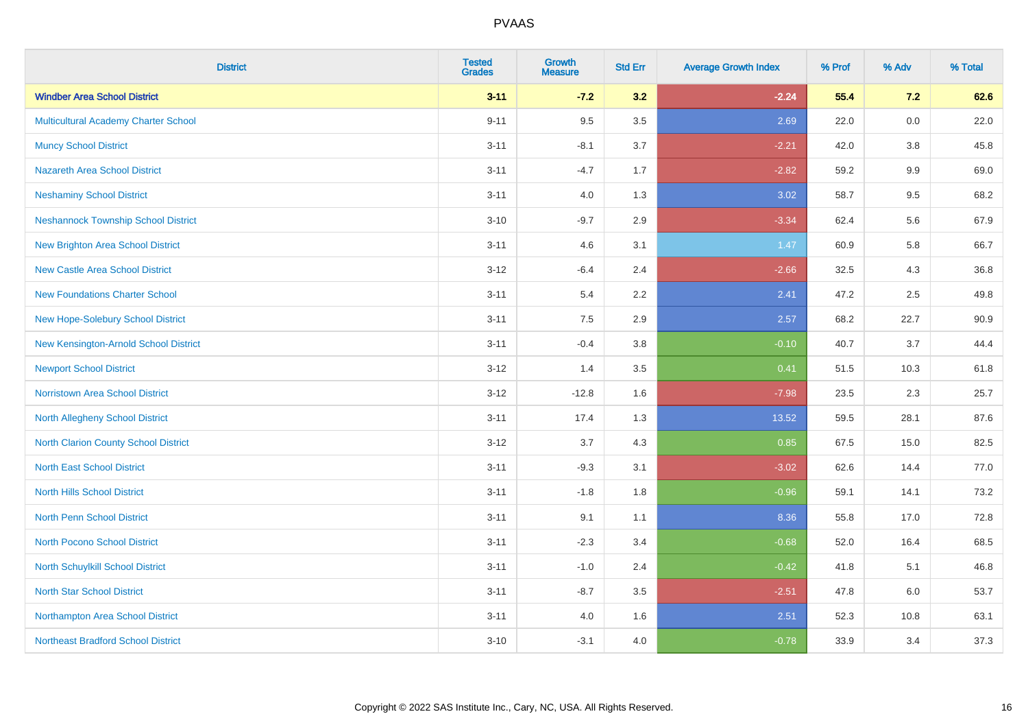| District | Tested Grades | Growth Measure | Std Err | Average Growth Index | % Prof | % Adv | % Total |
|---|---|---|---|---|---|---|---|
| **Windber Area School District** | **3-11** | **-7.2** | **3.2** | **-2.24** | **55.4** | **7.2** | **62.6** |
| Multicultural Academy Charter School | 9-11 | 9.5 | 3.5 | 2.69 | 22.0 | 0.0 | 22.0 |
| Muncy School District | 3-11 | -8.1 | 3.7 | -2.21 | 42.0 | 3.8 | 45.8 |
| Nazareth Area School District | 3-11 | -4.7 | 1.7 | -2.82 | 59.2 | 9.9 | 69.0 |
| Neshaminy School District | 3-11 | 4.0 | 1.3 | 3.02 | 58.7 | 9.5 | 68.2 |
| Neshannock Township School District | 3-10 | -9.7 | 2.9 | -3.34 | 62.4 | 5.6 | 67.9 |
| New Brighton Area School District | 3-11 | 4.6 | 3.1 | 1.47 | 60.9 | 5.8 | 66.7 |
| New Castle Area School District | 3-12 | -6.4 | 2.4 | -2.66 | 32.5 | 4.3 | 36.8 |
| New Foundations Charter School | 3-11 | 5.4 | 2.2 | 2.41 | 47.2 | 2.5 | 49.8 |
| New Hope-Solebury School District | 3-11 | 7.5 | 2.9 | 2.57 | 68.2 | 22.7 | 90.9 |
| New Kensington-Arnold School District | 3-11 | -0.4 | 3.8 | -0.10 | 40.7 | 3.7 | 44.4 |
| Newport School District | 3-12 | 1.4 | 3.5 | 0.41 | 51.5 | 10.3 | 61.8 |
| Norristown Area School District | 3-12 | -12.8 | 1.6 | -7.98 | 23.5 | 2.3 | 25.7 |
| North Allegheny School District | 3-11 | 17.4 | 1.3 | 13.52 | 59.5 | 28.1 | 87.6 |
| North Clarion County School District | 3-12 | 3.7 | 4.3 | 0.85 | 67.5 | 15.0 | 82.5 |
| North East School District | 3-11 | -9.3 | 3.1 | -3.02 | 62.6 | 14.4 | 77.0 |
| North Hills School District | 3-11 | -1.8 | 1.8 | -0.96 | 59.1 | 14.1 | 73.2 |
| North Penn School District | 3-11 | 9.1 | 1.1 | 8.36 | 55.8 | 17.0 | 72.8 |
| North Pocono School District | 3-11 | -2.3 | 3.4 | -0.68 | 52.0 | 16.4 | 68.5 |
| North Schuylkill School District | 3-11 | -1.0 | 2.4 | -0.42 | 41.8 | 5.1 | 46.8 |
| North Star School District | 3-11 | -8.7 | 3.5 | -2.51 | 47.8 | 6.0 | 53.7 |
| Northampton Area School District | 3-11 | 4.0 | 1.6 | 2.51 | 52.3 | 10.8 | 63.1 |
| Northeast Bradford School District | 3-10 | -3.1 | 4.0 | -0.78 | 33.9 | 3.4 | 37.3 |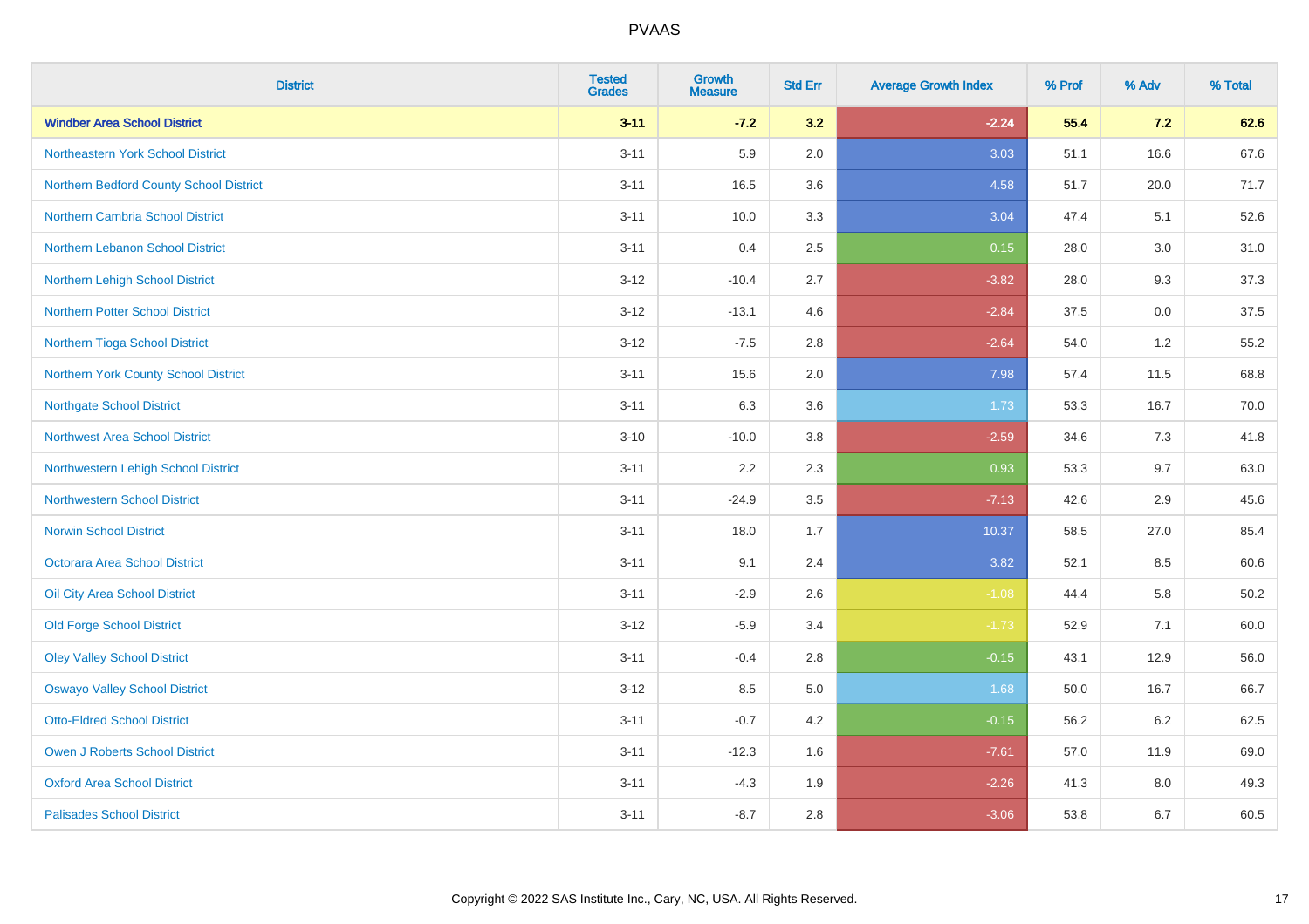# PVAAS

| District | Tested Grades | Growth Measure | Std Err | Average Growth Index | % Prof | % Adv | % Total |
|---|---|---|---|---|---|---|---|
| **Windber Area School District** | **3-11** | **-7.2** | **3.2** | **-2.24** | **55.4** | **7.2** | **62.6** |
| Northeastern York School District | 3-11 | 5.9 | 2.0 | 3.03 | 51.1 | 16.6 | 67.6 |
| Northern Bedford County School District | 3-11 | 16.5 | 3.6 | 4.58 | 51.7 | 20.0 | 71.7 |
| Northern Cambria School District | 3-11 | 10.0 | 3.3 | 3.04 | 47.4 | 5.1 | 52.6 |
| Northern Lebanon School District | 3-11 | 0.4 | 2.5 | 0.15 | 28.0 | 3.0 | 31.0 |
| Northern Lehigh School District | 3-12 | -10.4 | 2.7 | -3.82 | 28.0 | 9.3 | 37.3 |
| Northern Potter School District | 3-12 | -13.1 | 4.6 | -2.84 | 37.5 | 0.0 | 37.5 |
| Northern Tioga School District | 3-12 | -7.5 | 2.8 | -2.64 | 54.0 | 1.2 | 55.2 |
| Northern York County School District | 3-11 | 15.6 | 2.0 | 7.98 | 57.4 | 11.5 | 68.8 |
| Northgate School District | 3-11 | 6.3 | 3.6 | 1.73 | 53.3 | 16.7 | 70.0 |
| Northwest Area School District | 3-10 | -10.0 | 3.8 | -2.59 | 34.6 | 7.3 | 41.8 |
| Northwestern Lehigh School District | 3-11 | 2.2 | 2.3 | 0.93 | 53.3 | 9.7 | 63.0 |
| Northwestern School District | 3-11 | -24.9 | 3.5 | -7.13 | 42.6 | 2.9 | 45.6 |
| Norwin School District | 3-11 | 18.0 | 1.7 | 10.37 | 58.5 | 27.0 | 85.4 |
| Octorara Area School District | 3-11 | 9.1 | 2.4 | 3.82 | 52.1 | 8.5 | 60.6 |
| Oil City Area School District | 3-11 | -2.9 | 2.6 | -1.08 | 44.4 | 5.8 | 50.2 |
| Old Forge School District | 3-12 | -5.9 | 3.4 | -1.73 | 52.9 | 7.1 | 60.0 |
| Oley Valley School District | 3-11 | -0.4 | 2.8 | -0.15 | 43.1 | 12.9 | 56.0 |
| Oswayo Valley School District | 3-12 | 8.5 | 5.0 | 1.68 | 50.0 | 16.7 | 66.7 |
| Otto-Eldred School District | 3-11 | -0.7 | 4.2 | -0.15 | 56.2 | 6.2 | 62.5 |
| Owen J Roberts School District | 3-11 | -12.3 | 1.6 | -7.61 | 57.0 | 11.9 | 69.0 |
| Oxford Area School District | 3-11 | -4.3 | 1.9 | -2.26 | 41.3 | 8.0 | 49.3 |
| Palisades School District | 3-11 | -8.7 | 2.8 | -3.06 | 53.8 | 6.7 | 60.5 |

Copyright © 2022 SAS Institute Inc., Cary, NC, USA. All Rights Reserved.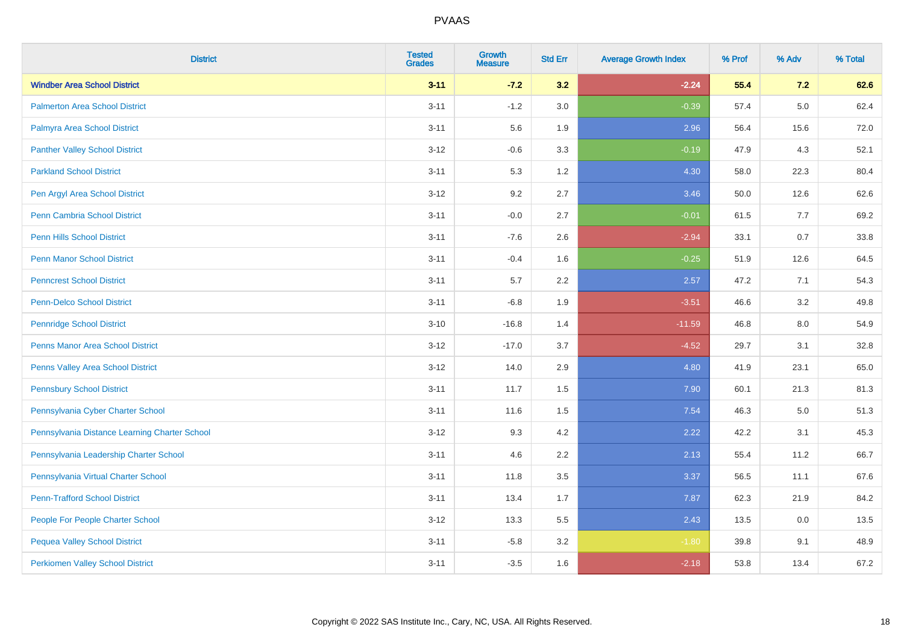| District | Tested Grades | Growth Measure | Std Err | Average Growth Index | % Prof | % Adv | % Total |
|---|---|---|---|---|---|---|---|
| **Windber Area School District** | **3-11** | **-7.2** | **3.2** | **-2.24** | **55.4** | **7.2** | **62.6** |
| Palmerton Area School District | 3-11 | -1.2 | 3.0 | -0.39 | 57.4 | 5.0 | 62.4 |
| Palmyra Area School District | 3-11 | 5.6 | 1.9 | 2.96 | 56.4 | 15.6 | 72.0 |
| Panther Valley School District | 3-12 | -0.6 | 3.3 | -0.19 | 47.9 | 4.3 | 52.1 |
| Parkland School District | 3-11 | 5.3 | 1.2 | 4.30 | 58.0 | 22.3 | 80.4 |
| Pen Argyl Area School District | 3-12 | 9.2 | 2.7 | 3.46 | 50.0 | 12.6 | 62.6 |
| Penn Cambria School District | 3-11 | -0.0 | 2.7 | -0.01 | 61.5 | 7.7 | 69.2 |
| Penn Hills School District | 3-11 | -7.6 | 2.6 | -2.94 | 33.1 | 0.7 | 33.8 |
| Penn Manor School District | 3-11 | -0.4 | 1.6 | -0.25 | 51.9 | 12.6 | 64.5 |
| Penncrest School District | 3-11 | 5.7 | 2.2 | 2.57 | 47.2 | 7.1 | 54.3 |
| Penn-Delco School District | 3-11 | -6.8 | 1.9 | -3.51 | 46.6 | 3.2 | 49.8 |
| Pennridge School District | 3-10 | -16.8 | 1.4 | -11.59 | 46.8 | 8.0 | 54.9 |
| Penns Manor Area School District | 3-12 | -17.0 | 3.7 | -4.52 | 29.7 | 3.1 | 32.8 |
| Penns Valley Area School District | 3-12 | 14.0 | 2.9 | 4.80 | 41.9 | 23.1 | 65.0 |
| Pennsbury School District | 3-11 | 11.7 | 1.5 | 7.90 | 60.1 | 21.3 | 81.3 |
| Pennsylvania Cyber Charter School | 3-11 | 11.6 | 1.5 | 7.54 | 46.3 | 5.0 | 51.3 |
| Pennsylvania Distance Learning Charter School | 3-12 | 9.3 | 4.2 | 2.22 | 42.2 | 3.1 | 45.3 |
| Pennsylvania Leadership Charter School | 3-11 | 4.6 | 2.2 | 2.13 | 55.4 | 11.2 | 66.7 |
| Pennsylvania Virtual Charter School | 3-11 | 11.8 | 3.5 | 3.37 | 56.5 | 11.1 | 67.6 |
| Penn-Trafford School District | 3-11 | 13.4 | 1.7 | 7.87 | 62.3 | 21.9 | 84.2 |
| People For People Charter School | 3-12 | 13.3 | 5.5 | 2.43 | 13.5 | 0.0 | 13.5 |
| Pequea Valley School District | 3-11 | -5.8 | 3.2 | -1.80 | 39.8 | 9.1 | 48.9 |
| Perkiomen Valley School District | 3-11 | -3.5 | 1.6 | -2.18 | 53.8 | 13.4 | 67.2 |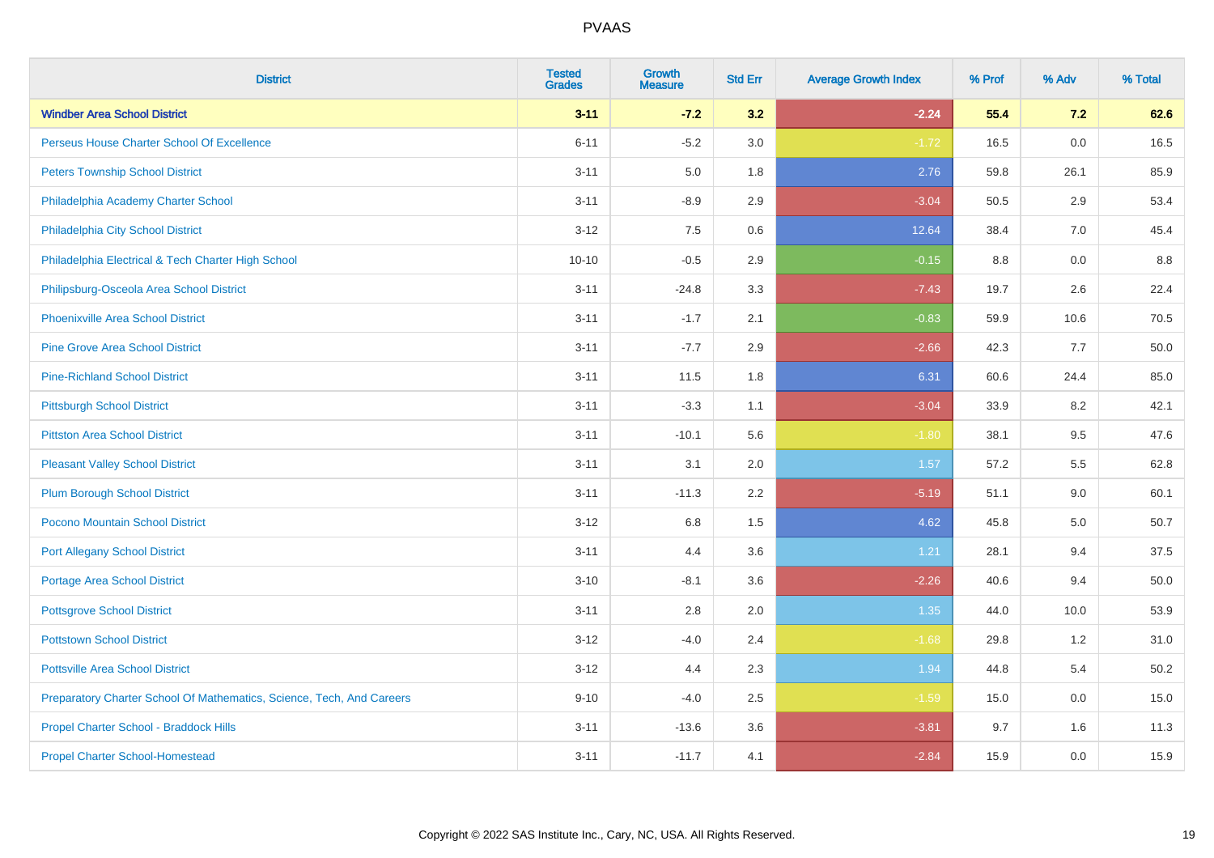PVAAS

| District | Tested Grades | Growth Measure | Std Err | Average Growth Index | % Prof | % Adv | % Total |
|---|---|---|---|---|---|---|---|
| **Windber Area School District** | **3-11** | **-7.2** | **3.2** | **-2.24** | **55.4** | **7.2** | **62.6** |
| Perseus House Charter School Of Excellence | 6-11 | -5.2 | 3.0 | -1.72 | 16.5 | 0.0 | 16.5 |
| Peters Township School District | 3-11 | 5.0 | 1.8 | 2.76 | 59.8 | 26.1 | 85.9 |
| Philadelphia Academy Charter School | 3-11 | -8.9 | 2.9 | -3.04 | 50.5 | 2.9 | 53.4 |
| Philadelphia City School District | 3-12 | 7.5 | 0.6 | 12.64 | 38.4 | 7.0 | 45.4 |
| Philadelphia Electrical & Tech Charter High School | 10-10 | -0.5 | 2.9 | -0.15 | 8.8 | 0.0 | 8.8 |
| Philipsburg-Osceola Area School District | 3-11 | -24.8 | 3.3 | -7.43 | 19.7 | 2.6 | 22.4 |
| Phoenixville Area School District | 3-11 | -1.7 | 2.1 | -0.83 | 59.9 | 10.6 | 70.5 |
| Pine Grove Area School District | 3-11 | -7.7 | 2.9 | -2.66 | 42.3 | 7.7 | 50.0 |
| Pine-Richland School District | 3-11 | 11.5 | 1.8 | 6.31 | 60.6 | 24.4 | 85.0 |
| Pittsburgh School District | 3-11 | -3.3 | 1.1 | -3.04 | 33.9 | 8.2 | 42.1 |
| Pittston Area School District | 3-11 | -10.1 | 5.6 | -1.80 | 38.1 | 9.5 | 47.6 |
| Pleasant Valley School District | 3-11 | 3.1 | 2.0 | 1.57 | 57.2 | 5.5 | 62.8 |
| Plum Borough School District | 3-11 | -11.3 | 2.2 | -5.19 | 51.1 | 9.0 | 60.1 |
| Pocono Mountain School District | 3-12 | 6.8 | 1.5 | 4.62 | 45.8 | 5.0 | 50.7 |
| Port Allegany School District | 3-11 | 4.4 | 3.6 | 1.21 | 28.1 | 9.4 | 37.5 |
| Portage Area School District | 3-10 | -8.1 | 3.6 | -2.26 | 40.6 | 9.4 | 50.0 |
| Pottsgrove School District | 3-11 | 2.8 | 2.0 | 1.35 | 44.0 | 10.0 | 53.9 |
| Pottstown School District | 3-12 | -4.0 | 2.4 | -1.68 | 29.8 | 1.2 | 31.0 |
| Pottsville Area School District | 3-12 | 4.4 | 2.3 | 1.94 | 44.8 | 5.4 | 50.2 |
| Preparatory Charter School Of Mathematics, Science, Tech, And Careers | 9-10 | -4.0 | 2.5 | -1.59 | 15.0 | 0.0 | 15.0 |
| Propel Charter School - Braddock Hills | 3-11 | -13.6 | 3.6 | -3.81 | 9.7 | 1.6 | 11.3 |
| Propel Charter School-Homestead | 3-11 | -11.7 | 4.1 | -2.84 | 15.9 | 0.0 | 15.9 |

Copyright © 2022 SAS Institute Inc., Cary, NC, USA. All Rights Reserved.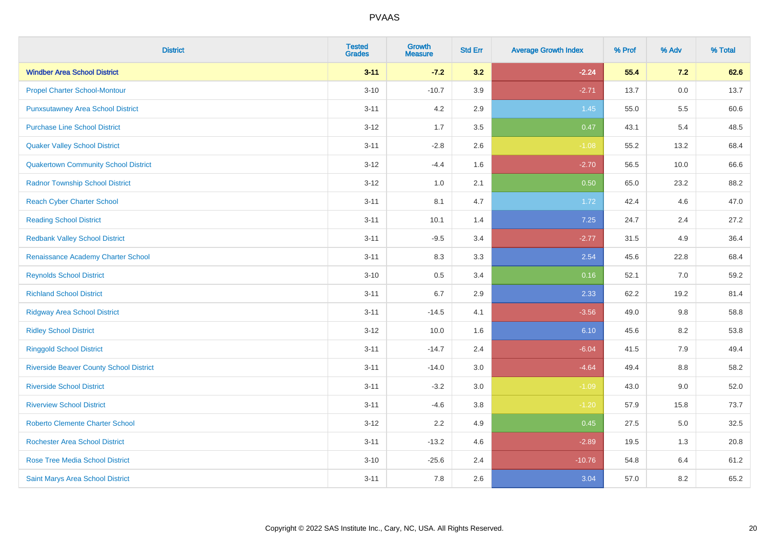| District | Tested Grades | Growth Measure | Std Err | Average Growth Index | % Prof | % Adv | % Total |
|---|---|---|---|---|---|---|---|
| **Windber Area School District** | **3-11** | **-7.2** | **3.2** | **-2.24** | **55.4** | **7.2** | **62.6** |
| Propel Charter School-Montour | 3-10 | -10.7 | 3.9 | -2.71 | 13.7 | 0.0 | 13.7 |
| Punxsutawney Area School District | 3-11 | 4.2 | 2.9 | 1.45 | 55.0 | 5.5 | 60.6 |
| Purchase Line School District | 3-12 | 1.7 | 3.5 | 0.47 | 43.1 | 5.4 | 48.5 |
| Quaker Valley School District | 3-11 | -2.8 | 2.6 | -1.08 | 55.2 | 13.2 | 68.4 |
| Quakertown Community School District | 3-12 | -4.4 | 1.6 | -2.70 | 56.5 | 10.0 | 66.6 |
| Radnor Township School District | 3-12 | 1.0 | 2.1 | 0.50 | 65.0 | 23.2 | 88.2 |
| Reach Cyber Charter School | 3-11 | 8.1 | 4.7 | 1.72 | 42.4 | 4.6 | 47.0 |
| Reading School District | 3-11 | 10.1 | 1.4 | 7.25 | 24.7 | 2.4 | 27.2 |
| Redbank Valley School District | 3-11 | -9.5 | 3.4 | -2.77 | 31.5 | 4.9 | 36.4 |
| Renaissance Academy Charter School | 3-11 | 8.3 | 3.3 | 2.54 | 45.6 | 22.8 | 68.4 |
| Reynolds School District | 3-10 | 0.5 | 3.4 | 0.16 | 52.1 | 7.0 | 59.2 |
| Richland School District | 3-11 | 6.7 | 2.9 | 2.33 | 62.2 | 19.2 | 81.4 |
| Ridgway Area School District | 3-11 | -14.5 | 4.1 | -3.56 | 49.0 | 9.8 | 58.8 |
| Ridley School District | 3-12 | 10.0 | 1.6 | 6.10 | 45.6 | 8.2 | 53.8 |
| Ringgold School District | 3-11 | -14.7 | 2.4 | -6.04 | 41.5 | 7.9 | 49.4 |
| Riverside Beaver County School District | 3-11 | -14.0 | 3.0 | -4.64 | 49.4 | 8.8 | 58.2 |
| Riverside School District | 3-11 | -3.2 | 3.0 | -1.09 | 43.0 | 9.0 | 52.0 |
| Riverview School District | 3-11 | -4.6 | 3.8 | -1.20 | 57.9 | 15.8 | 73.7 |
| Roberto Clemente Charter School | 3-12 | 2.2 | 4.9 | 0.45 | 27.5 | 5.0 | 32.5 |
| Rochester Area School District | 3-11 | -13.2 | 4.6 | -2.89 | 19.5 | 1.3 | 20.8 |
| Rose Tree Media School District | 3-10 | -25.6 | 2.4 | -10.76 | 54.8 | 6.4 | 61.2 |
| Saint Marys Area School District | 3-11 | 7.8 | 2.6 | 3.04 | 57.0 | 8.2 | 65.2 |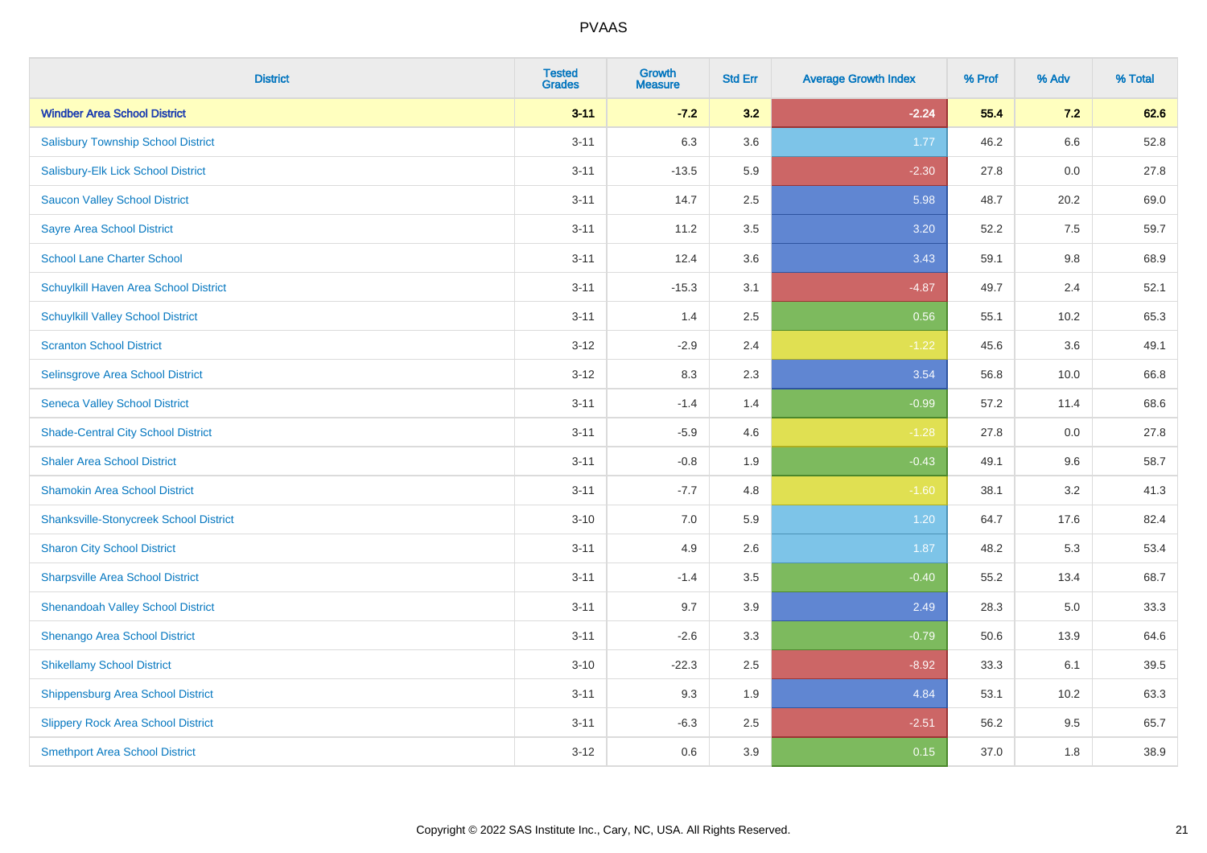| District | Tested Grades | Growth Measure | Std Err | Average Growth Index | % Prof | % Adv | % Total |
|---|---|---|---|---|---|---|---|
| **Windber Area School District** | **3-11** | **-7.2** | **3.2** | **-2.24** | **55.4** | **7.2** | **62.6** |
| Salisbury Township School District | 3-11 | 6.3 | 3.6 | 1.77 | 46.2 | 6.6 | 52.8 |
| Salisbury-Elk Lick School District | 3-11 | -13.5 | 5.9 | -2.30 | 27.8 | 0.0 | 27.8 |
| Saucon Valley School District | 3-11 | 14.7 | 2.5 | 5.98 | 48.7 | 20.2 | 69.0 |
| Sayre Area School District | 3-11 | 11.2 | 3.5 | 3.20 | 52.2 | 7.5 | 59.7 |
| School Lane Charter School | 3-11 | 12.4 | 3.6 | 3.43 | 59.1 | 9.8 | 68.9 |
| Schuylkill Haven Area School District | 3-11 | -15.3 | 3.1 | -4.87 | 49.7 | 2.4 | 52.1 |
| Schuylkill Valley School District | 3-11 | 1.4 | 2.5 | 0.56 | 55.1 | 10.2 | 65.3 |
| Scranton School District | 3-12 | -2.9 | 2.4 | -1.22 | 45.6 | 3.6 | 49.1 |
| Selinsgrove Area School District | 3-12 | 8.3 | 2.3 | 3.54 | 56.8 | 10.0 | 66.8 |
| Seneca Valley School District | 3-11 | -1.4 | 1.4 | -0.99 | 57.2 | 11.4 | 68.6 |
| Shade-Central City School District | 3-11 | -5.9 | 4.6 | -1.28 | 27.8 | 0.0 | 27.8 |
| Shaler Area School District | 3-11 | -0.8 | 1.9 | -0.43 | 49.1 | 9.6 | 58.7 |
| Shamokin Area School District | 3-11 | -7.7 | 4.8 | -1.60 | 38.1 | 3.2 | 41.3 |
| Shanksville-Stonycreek School District | 3-10 | 7.0 | 5.9 | 1.20 | 64.7 | 17.6 | 82.4 |
| Sharon City School District | 3-11 | 4.9 | 2.6 | 1.87 | 48.2 | 5.3 | 53.4 |
| Sharpsville Area School District | 3-11 | -1.4 | 3.5 | -0.40 | 55.2 | 13.4 | 68.7 |
| Shenandoah Valley School District | 3-11 | 9.7 | 3.9 | 2.49 | 28.3 | 5.0 | 33.3 |
| Shenango Area School District | 3-11 | -2.6 | 3.3 | -0.79 | 50.6 | 13.9 | 64.6 |
| Shikellamy School District | 3-10 | -22.3 | 2.5 | -8.92 | 33.3 | 6.1 | 39.5 |
| Shippensburg Area School District | 3-11 | 9.3 | 1.9 | 4.84 | 53.1 | 10.2 | 63.3 |
| Slippery Rock Area School District | 3-11 | -6.3 | 2.5 | -2.51 | 56.2 | 9.5 | 65.7 |
| Smethport Area School District | 3-12 | 0.6 | 3.9 | 0.15 | 37.0 | 1.8 | 38.9 |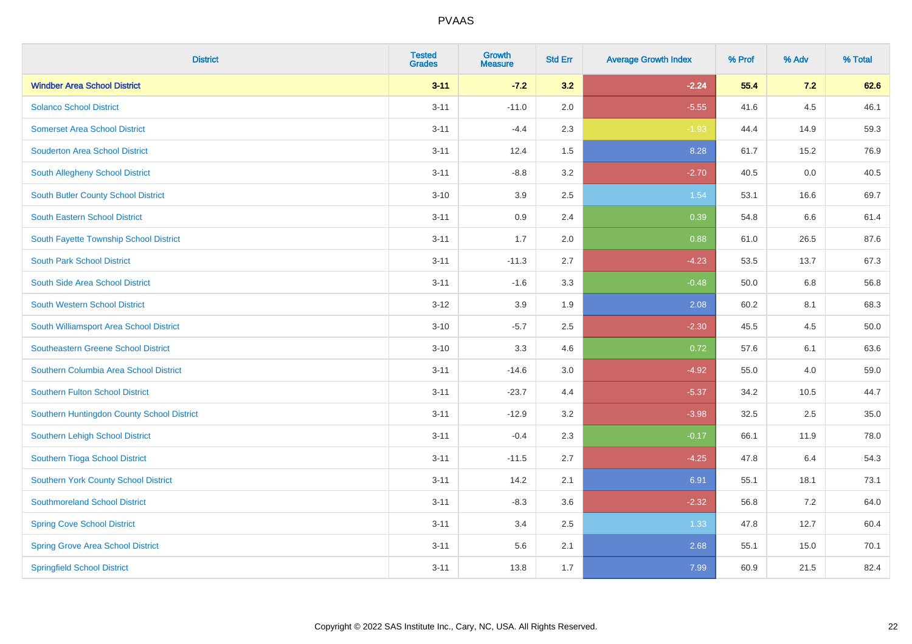| District | Tested Grades | Growth Measure | Std Err | Average Growth Index | % Prof | % Adv | % Total |
|---|---|---|---|---|---|---|---|
| **Windber Area School District** | **3-11** | **-7.2** | **3.2** | **-2.24** | **55.4** | **7.2** | **62.6** |
| Solanco School District | 3-11 | -11.0 | 2.0 | -5.55 | 41.6 | 4.5 | 46.1 |
| Somerset Area School District | 3-11 | -4.4 | 2.3 | -1.93 | 44.4 | 14.9 | 59.3 |
| Souderton Area School District | 3-11 | 12.4 | 1.5 | 8.28 | 61.7 | 15.2 | 76.9 |
| South Allegheny School District | 3-11 | -8.8 | 3.2 | -2.70 | 40.5 | 0.0 | 40.5 |
| South Butler County School District | 3-10 | 3.9 | 2.5 | 1.54 | 53.1 | 16.6 | 69.7 |
| South Eastern School District | 3-11 | 0.9 | 2.4 | 0.39 | 54.8 | 6.6 | 61.4 |
| South Fayette Township School District | 3-11 | 1.7 | 2.0 | 0.88 | 61.0 | 26.5 | 87.6 |
| South Park School District | 3-11 | -11.3 | 2.7 | -4.23 | 53.5 | 13.7 | 67.3 |
| South Side Area School District | 3-11 | -1.6 | 3.3 | -0.48 | 50.0 | 6.8 | 56.8 |
| South Western School District | 3-12 | 3.9 | 1.9 | 2.08 | 60.2 | 8.1 | 68.3 |
| South Williamsport Area School District | 3-10 | -5.7 | 2.5 | -2.30 | 45.5 | 4.5 | 50.0 |
| Southeastern Greene School District | 3-10 | 3.3 | 4.6 | 0.72 | 57.6 | 6.1 | 63.6 |
| Southern Columbia Area School District | 3-11 | -14.6 | 3.0 | -4.92 | 55.0 | 4.0 | 59.0 |
| Southern Fulton School District | 3-11 | -23.7 | 4.4 | -5.37 | 34.2 | 10.5 | 44.7 |
| Southern Huntingdon County School District | 3-11 | -12.9 | 3.2 | -3.98 | 32.5 | 2.5 | 35.0 |
| Southern Lehigh School District | 3-11 | -0.4 | 2.3 | -0.17 | 66.1 | 11.9 | 78.0 |
| Southern Tioga School District | 3-11 | -11.5 | 2.7 | -4.25 | 47.8 | 6.4 | 54.3 |
| Southern York County School District | 3-11 | 14.2 | 2.1 | 6.91 | 55.1 | 18.1 | 73.1 |
| Southmoreland School District | 3-11 | -8.3 | 3.6 | -2.32 | 56.8 | 7.2 | 64.0 |
| Spring Cove School District | 3-11 | 3.4 | 2.5 | 1.33 | 47.8 | 12.7 | 60.4 |
| Spring Grove Area School District | 3-11 | 5.6 | 2.1 | 2.68 | 55.1 | 15.0 | 70.1 |
| Springfield School District | 3-11 | 13.8 | 1.7 | 7.99 | 60.9 | 21.5 | 82.4 |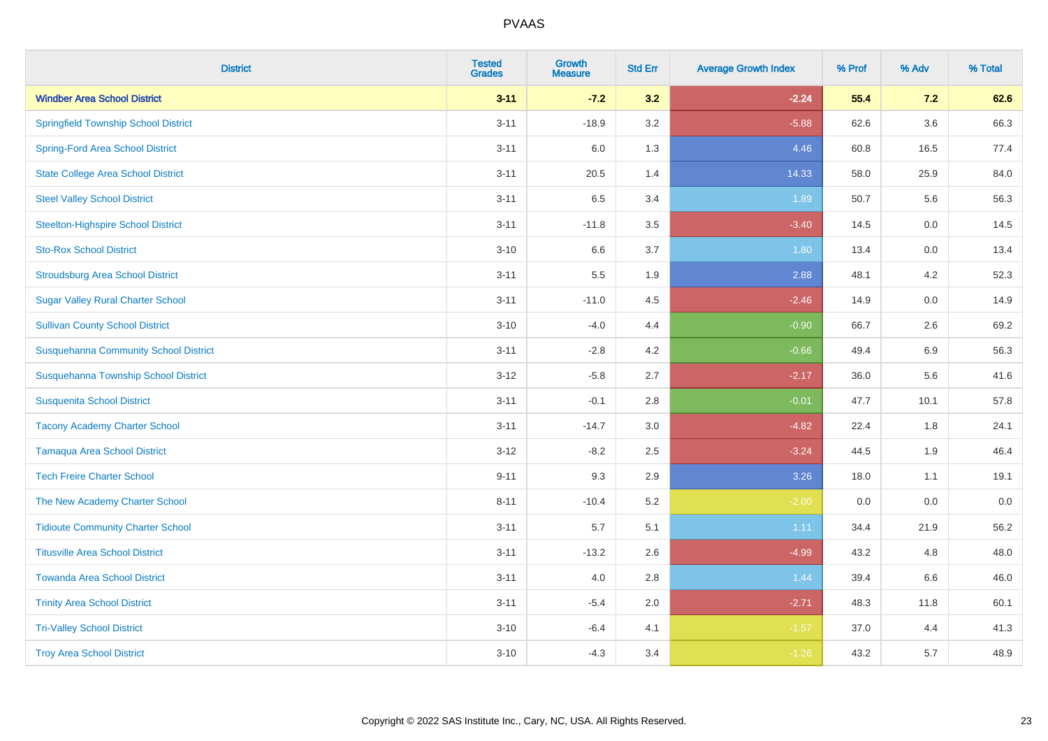# PVAAS

| District | Tested Grades | Growth Measure | Std Err | Average Growth Index | % Prof | % Adv | % Total |
|---|---|---|---|---|---|---|---|
| **Windber Area School District** | **3-11** | **-7.2** | **3.2** | **-2.24** | **55.4** | **7.2** | **62.6** |
| Springfield Township School District | 3-11 | -18.9 | 3.2 | -5.88 | 62.6 | 3.6 | 66.3 |
| Spring-Ford Area School District | 3-11 | 6.0 | 1.3 | 4.46 | 60.8 | 16.5 | 77.4 |
| State College Area School District | 3-11 | 20.5 | 1.4 | 14.33 | 58.0 | 25.9 | 84.0 |
| Steel Valley School District | 3-11 | 6.5 | 3.4 | 1.89 | 50.7 | 5.6 | 56.3 |
| Steelton-Highspire School District | 3-11 | -11.8 | 3.5 | -3.40 | 14.5 | 0.0 | 14.5 |
| Sto-Rox School District | 3-10 | 6.6 | 3.7 | 1.80 | 13.4 | 0.0 | 13.4 |
| Stroudsburg Area School District | 3-11 | 5.5 | 1.9 | 2.88 | 48.1 | 4.2 | 52.3 |
| Sugar Valley Rural Charter School | 3-11 | -11.0 | 4.5 | -2.46 | 14.9 | 0.0 | 14.9 |
| Sullivan County School District | 3-10 | -4.0 | 4.4 | -0.90 | 66.7 | 2.6 | 69.2 |
| Susquehanna Community School District | 3-11 | -2.8 | 4.2 | -0.66 | 49.4 | 6.9 | 56.3 |
| Susquehanna Township School District | 3-12 | -5.8 | 2.7 | -2.17 | 36.0 | 5.6 | 41.6 |
| Susquenita School District | 3-11 | -0.1 | 2.8 | -0.01 | 47.7 | 10.1 | 57.8 |
| Tacony Academy Charter School | 3-11 | -14.7 | 3.0 | -4.82 | 22.4 | 1.8 | 24.1 |
| Tamaqua Area School District | 3-12 | -8.2 | 2.5 | -3.24 | 44.5 | 1.9 | 46.4 |
| Tech Freire Charter School | 9-11 | 9.3 | 2.9 | 3.26 | 18.0 | 1.1 | 19.1 |
| The New Academy Charter School | 8-11 | -10.4 | 5.2 | -2.00 | 0.0 | 0.0 | 0.0 |
| Tidioute Community Charter School | 3-11 | 5.7 | 5.1 | 1.11 | 34.4 | 21.9 | 56.2 |
| Titusville Area School District | 3-11 | -13.2 | 2.6 | -4.99 | 43.2 | 4.8 | 48.0 |
| Towanda Area School District | 3-11 | 4.0 | 2.8 | 1.44 | 39.4 | 6.6 | 46.0 |
| Trinity Area School District | 3-11 | -5.4 | 2.0 | -2.71 | 48.3 | 11.8 | 60.1 |
| Tri-Valley School District | 3-10 | -6.4 | 4.1 | -1.57 | 37.0 | 4.4 | 41.3 |
| Troy Area School District | 3-10 | -4.3 | 3.4 | -1.26 | 43.2 | 5.7 | 48.9 |

Copyright © 2022 SAS Institute Inc., Cary, NC, USA. All Rights Reserved.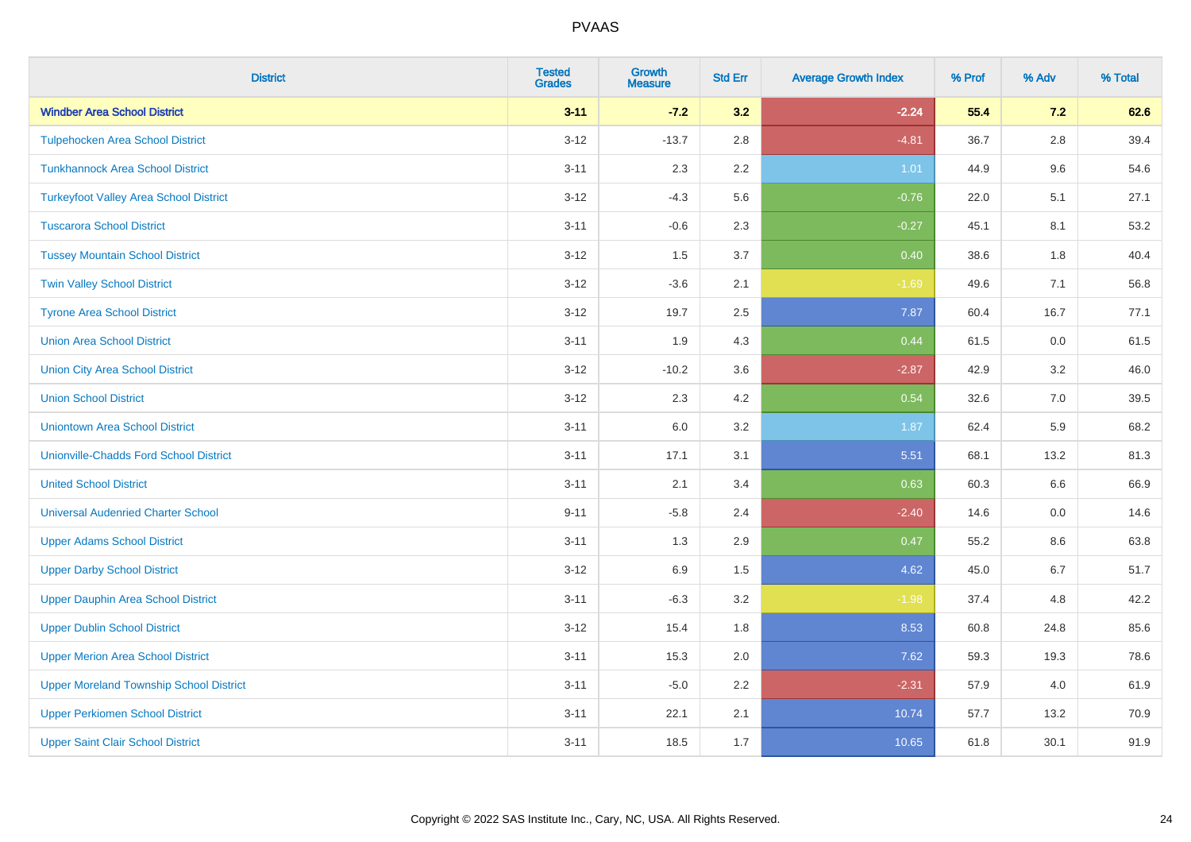| District | Tested Grades | Growth Measure | Std Err | Average Growth Index | % Prof | % Adv | % Total |
|---|---|---|---|---|---|---|---|
| **Windber Area School District** | **3-11** | **-7.2** | **3.2** | **-2.24** | **55.4** | **7.2** | **62.6** |
| Tulpehocken Area School District | 3-12 | -13.7 | 2.8 | -4.81 | 36.7 | 2.8 | 39.4 |
| Tunkhannock Area School District | 3-11 | 2.3 | 2.2 | 1.01 | 44.9 | 9.6 | 54.6 |
| Turkeyfoot Valley Area School District | 3-12 | -4.3 | 5.6 | -0.76 | 22.0 | 5.1 | 27.1 |
| Tuscarora School District | 3-11 | -0.6 | 2.3 | -0.27 | 45.1 | 8.1 | 53.2 |
| Tussey Mountain School District | 3-12 | 1.5 | 3.7 | 0.40 | 38.6 | 1.8 | 40.4 |
| Twin Valley School District | 3-12 | -3.6 | 2.1 | -1.69 | 49.6 | 7.1 | 56.8 |
| Tyrone Area School District | 3-12 | 19.7 | 2.5 | 7.87 | 60.4 | 16.7 | 77.1 |
| Union Area School District | 3-11 | 1.9 | 4.3 | 0.44 | 61.5 | 0.0 | 61.5 |
| Union City Area School District | 3-12 | -10.2 | 3.6 | -2.87 | 42.9 | 3.2 | 46.0 |
| Union School District | 3-12 | 2.3 | 4.2 | 0.54 | 32.6 | 7.0 | 39.5 |
| Uniontown Area School District | 3-11 | 6.0 | 3.2 | 1.87 | 62.4 | 5.9 | 68.2 |
| Unionville-Chadds Ford School District | 3-11 | 17.1 | 3.1 | 5.51 | 68.1 | 13.2 | 81.3 |
| United School District | 3-11 | 2.1 | 3.4 | 0.63 | 60.3 | 6.6 | 66.9 |
| Universal Audenried Charter School | 9-11 | -5.8 | 2.4 | -2.40 | 14.6 | 0.0 | 14.6 |
| Upper Adams School District | 3-11 | 1.3 | 2.9 | 0.47 | 55.2 | 8.6 | 63.8 |
| Upper Darby School District | 3-12 | 6.9 | 1.5 | 4.62 | 45.0 | 6.7 | 51.7 |
| Upper Dauphin Area School District | 3-11 | -6.3 | 3.2 | -1.98 | 37.4 | 4.8 | 42.2 |
| Upper Dublin School District | 3-12 | 15.4 | 1.8 | 8.53 | 60.8 | 24.8 | 85.6 |
| Upper Merion Area School District | 3-11 | 15.3 | 2.0 | 7.62 | 59.3 | 19.3 | 78.6 |
| Upper Moreland Township School District | 3-11 | -5.0 | 2.2 | -2.31 | 57.9 | 4.0 | 61.9 |
| Upper Perkiomen School District | 3-11 | 22.1 | 2.1 | 10.74 | 57.7 | 13.2 | 70.9 |
| Upper Saint Clair School District | 3-11 | 18.5 | 1.7 | 10.65 | 61.8 | 30.1 | 91.9 |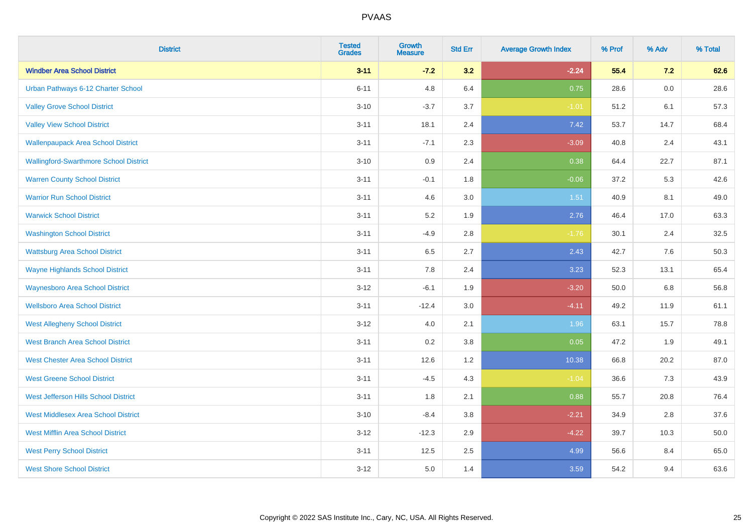| District | Tested Grades | Growth Measure | Std Err | Average Growth Index | % Prof | % Adv | % Total |
|---|---|---|---|---|---|---|---|
| **Windber Area School District** | **3-11** | **-7.2** | **3.2** | **-2.24** | **55.4** | **7.2** | **62.6** |
| Urban Pathways 6-12 Charter School | 6-11 | 4.8 | 6.4 | 0.75 | 28.6 | 0.0 | 28.6 |
| Valley Grove School District | 3-10 | -3.7 | 3.7 | -1.01 | 51.2 | 6.1 | 57.3 |
| Valley View School District | 3-11 | 18.1 | 2.4 | 7.42 | 53.7 | 14.7 | 68.4 |
| Wallenpaupack Area School District | 3-11 | -7.1 | 2.3 | -3.09 | 40.8 | 2.4 | 43.1 |
| Wallingford-Swarthmore School District | 3-10 | 0.9 | 2.4 | 0.38 | 64.4 | 22.7 | 87.1 |
| Warren County School District | 3-11 | -0.1 | 1.8 | -0.06 | 37.2 | 5.3 | 42.6 |
| Warrior Run School District | 3-11 | 4.6 | 3.0 | 1.51 | 40.9 | 8.1 | 49.0 |
| Warwick School District | 3-11 | 5.2 | 1.9 | 2.76 | 46.4 | 17.0 | 63.3 |
| Washington School District | 3-11 | -4.9 | 2.8 | -1.76 | 30.1 | 2.4 | 32.5 |
| Wattsburg Area School District | 3-11 | 6.5 | 2.7 | 2.43 | 42.7 | 7.6 | 50.3 |
| Wayne Highlands School District | 3-11 | 7.8 | 2.4 | 3.23 | 52.3 | 13.1 | 65.4 |
| Waynesboro Area School District | 3-12 | -6.1 | 1.9 | -3.20 | 50.0 | 6.8 | 56.8 |
| Wellsboro Area School District | 3-11 | -12.4 | 3.0 | -4.11 | 49.2 | 11.9 | 61.1 |
| West Allegheny School District | 3-12 | 4.0 | 2.1 | 1.96 | 63.1 | 15.7 | 78.8 |
| West Branch Area School District | 3-11 | 0.2 | 3.8 | 0.05 | 47.2 | 1.9 | 49.1 |
| West Chester Area School District | 3-11 | 12.6 | 1.2 | 10.38 | 66.8 | 20.2 | 87.0 |
| West Greene School District | 3-11 | -4.5 | 4.3 | -1.04 | 36.6 | 7.3 | 43.9 |
| West Jefferson Hills School District | 3-11 | 1.8 | 2.1 | 0.88 | 55.7 | 20.8 | 76.4 |
| West Middlesex Area School District | 3-10 | -8.4 | 3.8 | -2.21 | 34.9 | 2.8 | 37.6 |
| West Mifflin Area School District | 3-12 | -12.3 | 2.9 | -4.22 | 39.7 | 10.3 | 50.0 |
| West Perry School District | 3-11 | 12.5 | 2.5 | 4.99 | 56.6 | 8.4 | 65.0 |
| West Shore School District | 3-12 | 5.0 | 1.4 | 3.59 | 54.2 | 9.4 | 63.6 |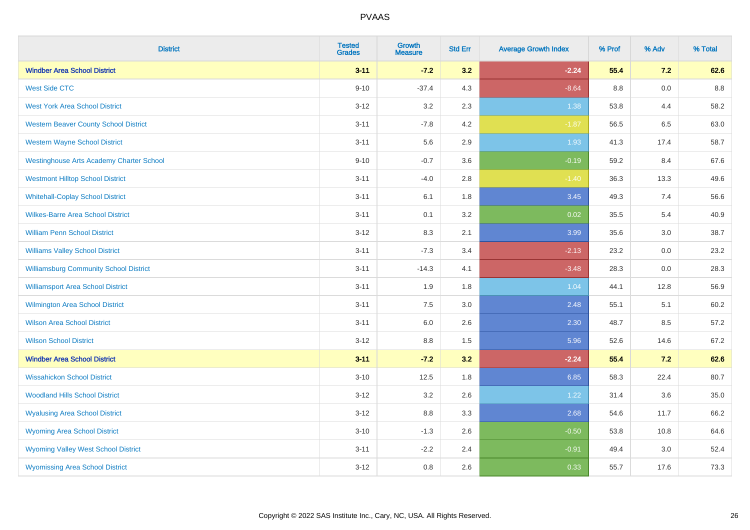| District | Tested Grades | Growth Measure | Std Err | Average Growth Index | % Prof | % Adv | % Total |
|---|---|---|---|---|---|---|---|
| **Windber Area School District** | **3-11** | **-7.2** | **3.2** | **-2.24** | **55.4** | **7.2** | **62.6** |
| West Side CTC | 9-10 | -37.4 | 4.3 | -8.64 | 8.8 | 0.0 | 8.8 |
| West York Area School District | 3-12 | 3.2 | 2.3 | 1.38 | 53.8 | 4.4 | 58.2 |
| Western Beaver County School District | 3-11 | -7.8 | 4.2 | -1.87 | 56.5 | 6.5 | 63.0 |
| Western Wayne School District | 3-11 | 5.6 | 2.9 | 1.93 | 41.3 | 17.4 | 58.7 |
| Westinghouse Arts Academy Charter School | 9-10 | -0.7 | 3.6 | -0.19 | 59.2 | 8.4 | 67.6 |
| Westmont Hilltop School District | 3-11 | -4.0 | 2.8 | -1.40 | 36.3 | 13.3 | 49.6 |
| Whitehall-Coplay School District | 3-11 | 6.1 | 1.8 | 3.45 | 49.3 | 7.4 | 56.6 |
| Wilkes-Barre Area School District | 3-11 | 0.1 | 3.2 | 0.02 | 35.5 | 5.4 | 40.9 |
| William Penn School District | 3-12 | 8.3 | 2.1 | 3.99 | 35.6 | 3.0 | 38.7 |
| Williams Valley School District | 3-11 | -7.3 | 3.4 | -2.13 | 23.2 | 0.0 | 23.2 |
| Williamsburg Community School District | 3-11 | -14.3 | 4.1 | -3.48 | 28.3 | 0.0 | 28.3 |
| Williamsport Area School District | 3-11 | 1.9 | 1.8 | 1.04 | 44.1 | 12.8 | 56.9 |
| Wilmington Area School District | 3-11 | 7.5 | 3.0 | 2.48 | 55.1 | 5.1 | 60.2 |
| Wilson Area School District | 3-11 | 6.0 | 2.6 | 2.30 | 48.7 | 8.5 | 57.2 |
| Wilson School District | 3-12 | 8.8 | 1.5 | 5.96 | 52.6 | 14.6 | 67.2 |
| **Windber Area School District** | **3-11** | **-7.2** | **3.2** | **-2.24** | **55.4** | **7.2** | **62.6** |
| Wissahickon School District | 3-10 | 12.5 | 1.8 | 6.85 | 58.3 | 22.4 | 80.7 |
| Woodland Hills School District | 3-12 | 3.2 | 2.6 | 1.22 | 31.4 | 3.6 | 35.0 |
| Wyalusing Area School District | 3-12 | 8.8 | 3.3 | 2.68 | 54.6 | 11.7 | 66.2 |
| Wyoming Area School District | 3-10 | -1.3 | 2.6 | -0.50 | 53.8 | 10.8 | 64.6 |
| Wyoming Valley West School District | 3-11 | -2.2 | 2.4 | -0.91 | 49.4 | 3.0 | 52.4 |
| Wyomissing Area School District | 3-12 | 0.8 | 2.6 | 0.33 | 55.7 | 17.6 | 73.3 |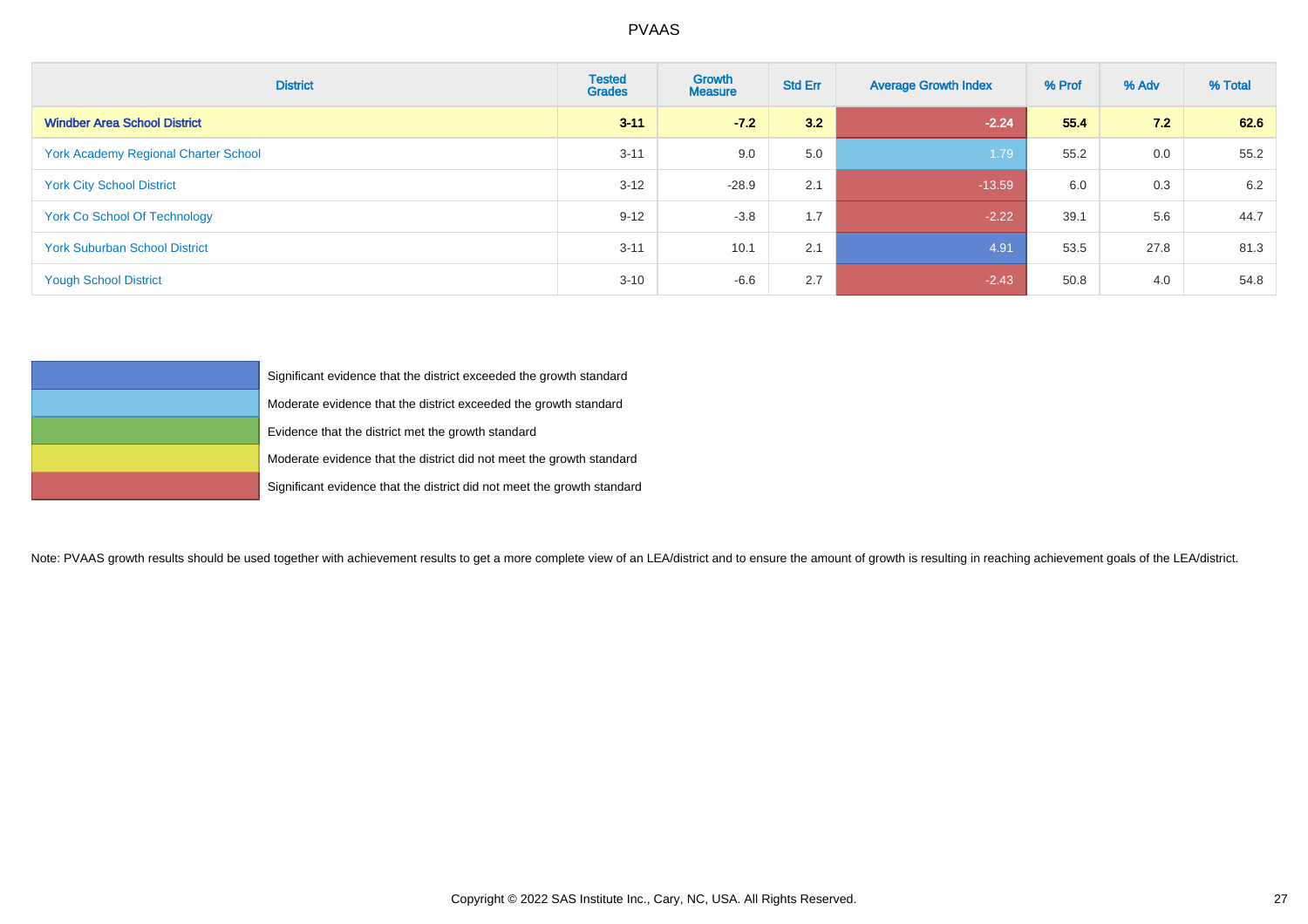| District | Tested Grades | Growth Measure | Std Err | Average Growth Index | % Prof | % Adv | % Total |
|---|---|---|---|---|---|---|---|
| **Windber Area School District** | **3-11** | **-7.2** | **3.2** | **-2.24** | **55.4** | **7.2** | **62.6** |
| York Academy Regional Charter School | 3-11 | 9.0 | 5.0 | 1.79 | 55.2 | 0.0 | 55.2 |
| York City School District | 3-12 | -28.9 | 2.1 | -13.59 | 6.0 | 0.3 | 6.2 |
| York Co School Of Technology | 9-12 | -3.8 | 1.7 | -2.22 | 39.1 | 5.6 | 44.7 |
| York Suburban School District | 3-11 | 10.1 | 2.1 | 4.91 | 53.5 | 27.8 | 81.3 |
| Yough School District | 3-10 | -6.6 | 2.7 | -2.43 | 50.8 | 4.0 | 54.8 |

Significant evidence that the district exceeded the growth standard

Moderate evidence that the district exceeded the growth standard

Evidence that the district met the growth standard

Moderate evidence that the district did not meet the growth standard

Significant evidence that the district did not meet the growth standard

Note: PVAAS growth results should be used together with achievement results to get a more complete view of an LEA/district and to ensure the amount of growth is resulting in reaching achievement goals of the LEA/district.

Copyright © 2022 SAS Institute Inc., Cary, NC, USA. All Rights Reserved.